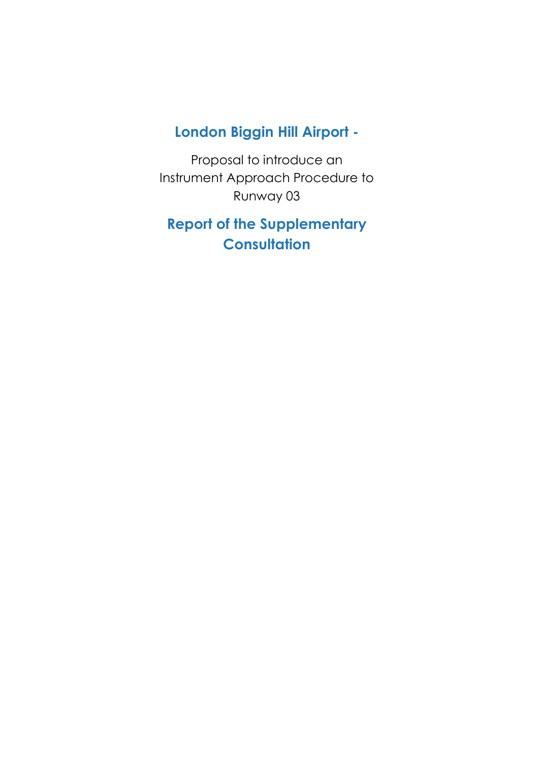# London Biggin Hill Airport -

Proposal to introduce an Instrument Approach Procedure to Runway 03

## Report of the Supplementary Consultation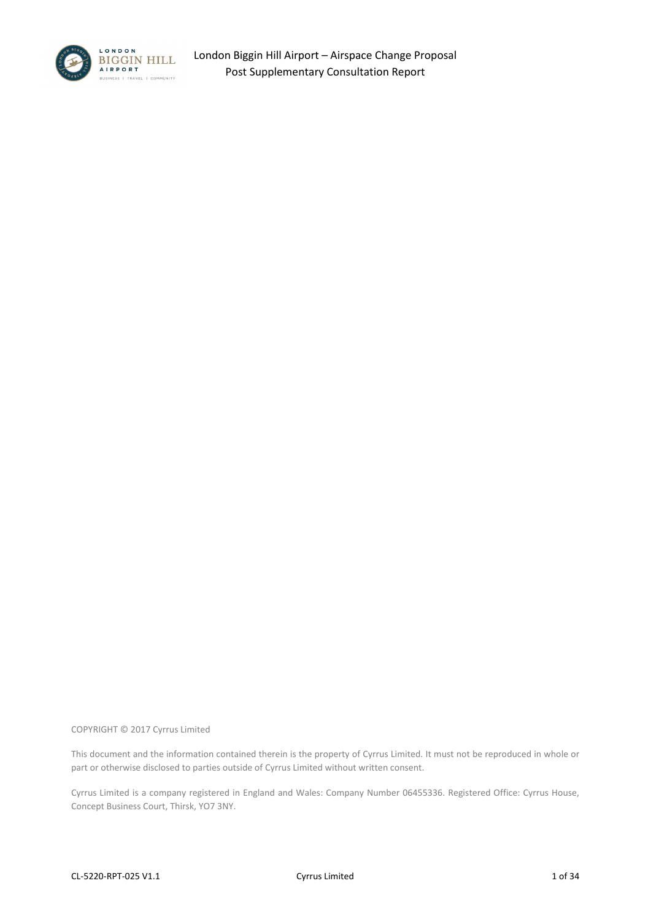COPYRIGHT © 2017 Cyrrus Limited

This document and the information contained therein is the property of Cyrrus Limited. It must not be reproduced in whole or part or otherwise disclosed to parties outside of Cyrrus Limited without written consent.

Cyrrus Limited is a company registered in England and Wales: Company Number 06455336. Registered Office: Cyrrus House, Concept Business Court, Thirsk, YO7 3NY.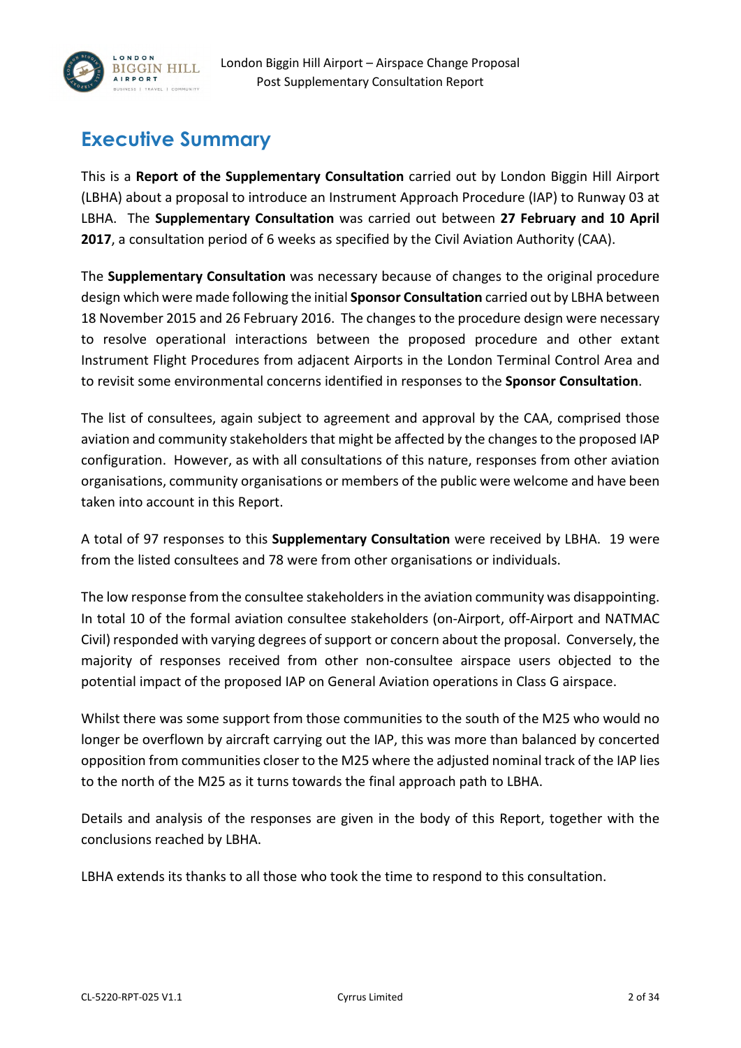# Executive Summary

This is a **Report of the Supplementary Consultation** carried out by London Biggin Hill Airport (LBHA) about a proposal to introduce an Instrument Approach Procedure (IAP) to Runway 03 at LBHA. The **Supplementary Consultation** was carried out between **27 February and 10 April 2017**, a consultation period of 6 weeks as specified by the Civil Aviation Authority (CAA).

The **Supplementary Consultation** was necessary because of changes to the original procedure design which were made following the initial **Sponsor Consultation** carried out by LBHA between 18 November 2015 and 26 February 2016. The changes to the procedure design were necessary to resolve operational interactions between the proposed procedure and other extant Instrument Flight Procedures from adjacent Airports in the London Terminal Control Area and to revisit some environmental concerns identified in responses to the **Sponsor Consultation**.

The list of consultees, again subject to agreement and approval by the CAA, comprised those aviation and community stakeholders that might be affected by the changes to the proposed IAP configuration. However, as with all consultations of this nature, responses from other aviation organisations, community organisations or members of the public were welcome and have been taken into account in this Report.

A total of 97 responses to this **Supplementary Consultation** were received by LBHA. 19 were from the listed consultees and 78 were from other organisations or individuals.

The low response from the consultee stakeholders in the aviation community was disappointing. In total 10 of the formal aviation consultee stakeholders (on-Airport, off-Airport and NATMAC Civil) responded with varying degrees of support or concern about the proposal. Conversely, the majority of responses received from other non-consultee airspace users objected to the potential impact of the proposed IAP on General Aviation operations in Class G airspace.

Whilst there was some support from those communities to the south of the M25 who would no longer be overflown by aircraft carrying out the IAP, this was more than balanced by concerted opposition from communities closer to the M25 where the adjusted nominal track of the IAP lies to the north of the M25 as it turns towards the final approach path to LBHA.

Details and analysis of the responses are given in the body of this Report, together with the conclusions reached by LBHA.

LBHA extends its thanks to all those who took the time to respond to this consultation.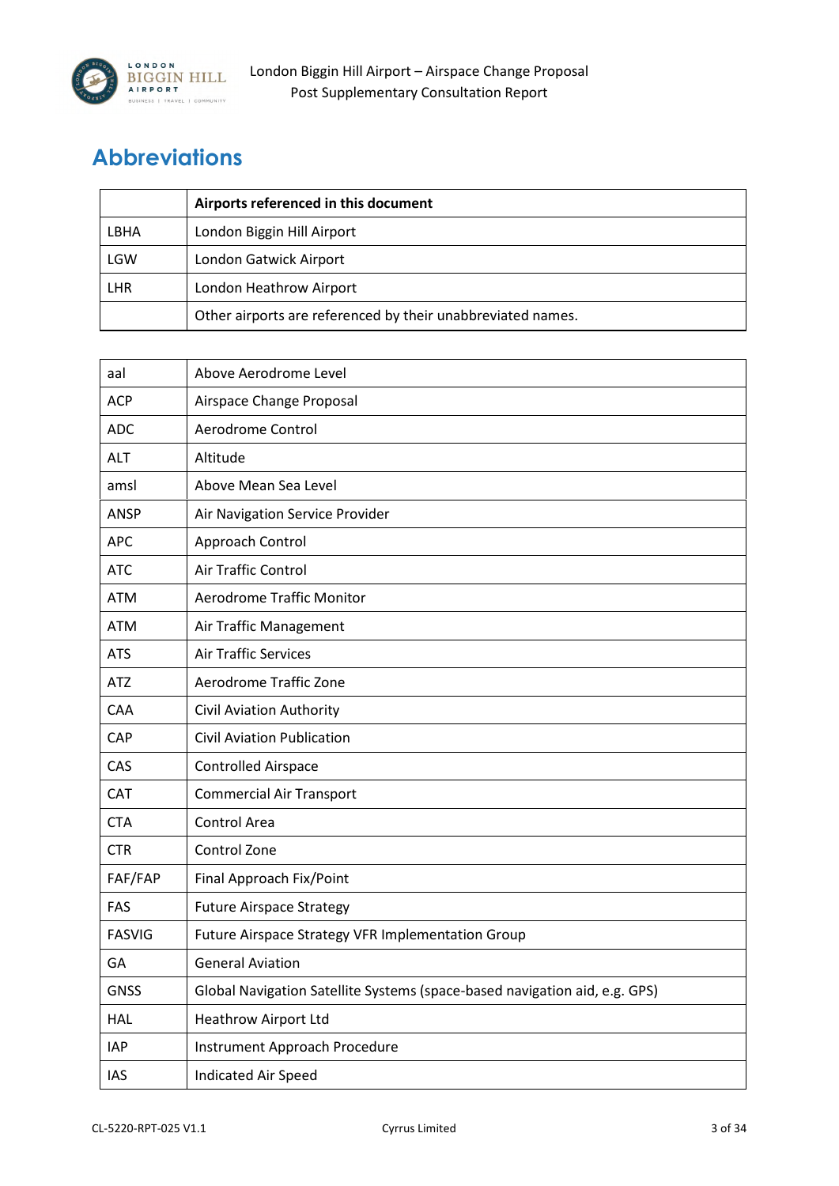# Abbreviations

| | Airports referenced in this document |
|---|---|
| LBHA | London Biggin Hill Airport |
| LGW | London Gatwick Airport |
| LHR | London Heathrow Airport |
| | Other airports are referenced by their unabbreviated names. |

| | |
|---|---|
| aal | Above Aerodrome Level |
| ACP | Airspace Change Proposal |
| ADC | Aerodrome Control |
| ALT | Altitude |
| amsl | Above Mean Sea Level |
| ANSP | Air Navigation Service Provider |
| APC | Approach Control |
| ATC | Air Traffic Control |
| ATM | Aerodrome Traffic Monitor |
| ATM | Air Traffic Management |
| ATS | Air Traffic Services |
| ATZ | Aerodrome Traffic Zone |
| CAA | Civil Aviation Authority |
| CAP | Civil Aviation Publication |
| CAS | Controlled Airspace |
| CAT | Commercial Air Transport |
| CTA | Control Area |
| CTR | Control Zone |
| FAF/FAP | Final Approach Fix/Point |
| FAS | Future Airspace Strategy |
| FASVIG | Future Airspace Strategy VFR Implementation Group |
| GA | General Aviation |
| GNSS | Global Navigation Satellite Systems (space-based navigation aid, e.g. GPS) |
| HAL | Heathrow Airport Ltd |
| IAP | Instrument Approach Procedure |
| IAS | Indicated Air Speed |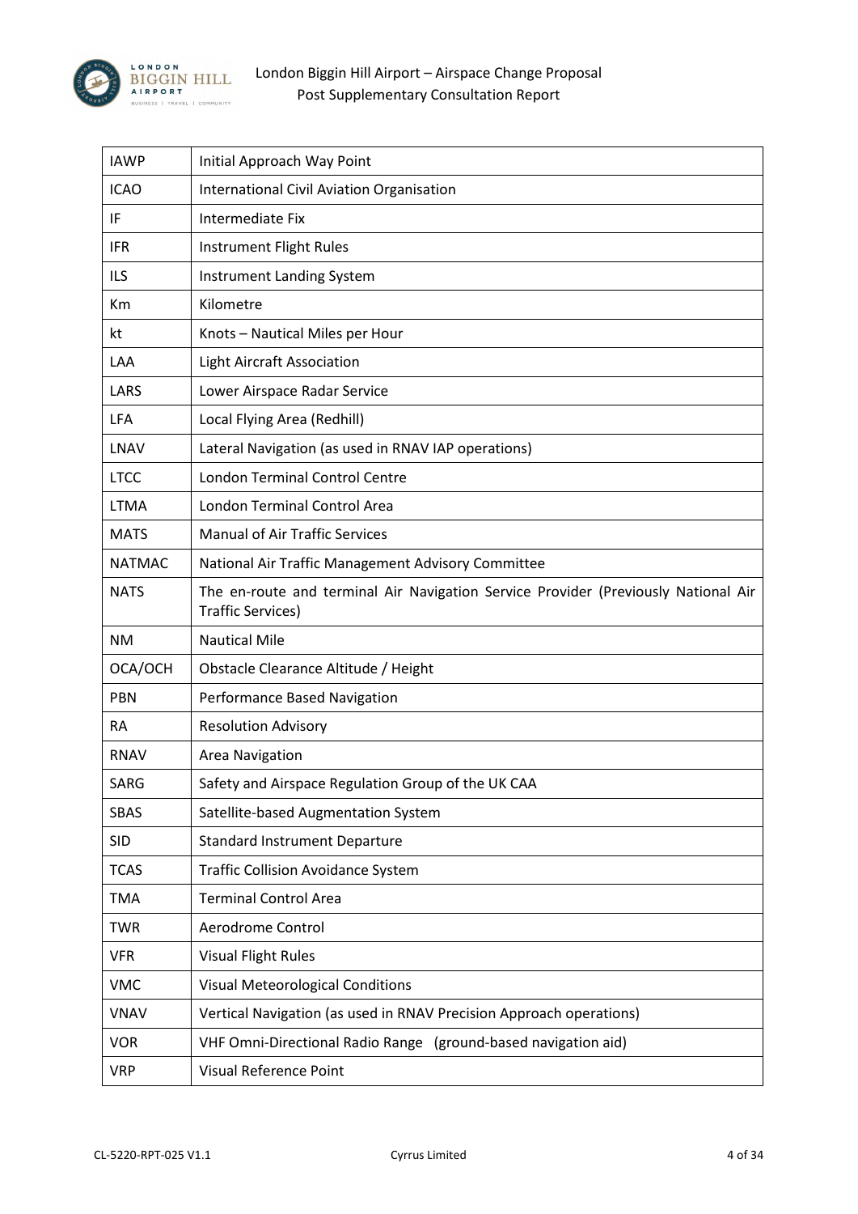| | |
|---|---|
| IAWP | Initial Approach Way Point |
| ICAO | International Civil Aviation Organisation |
| IF | Intermediate Fix |
| IFR | Instrument Flight Rules |
| ILS | Instrument Landing System |
| Km | Kilometre |
| kt | Knots – Nautical Miles per Hour |
| LAA | Light Aircraft Association |
| LARS | Lower Airspace Radar Service |
| LFA | Local Flying Area (Redhill) |
| LNAV | Lateral Navigation (as used in RNAV IAP operations) |
| LTCC | London Terminal Control Centre |
| LTMA | London Terminal Control Area |
| MATS | Manual of Air Traffic Services |
| NATMAC | National Air Traffic Management Advisory Committee |
| NATS | The en-route and terminal Air Navigation Service Provider (Previously National Air Traffic Services) |
| NM | Nautical Mile |
| OCA/OCH | Obstacle Clearance Altitude / Height |
| PBN | Performance Based Navigation |
| RA | Resolution Advisory |
| RNAV | Area Navigation |
| SARG | Safety and Airspace Regulation Group of the UK CAA |
| SBAS | Satellite-based Augmentation System |
| SID | Standard Instrument Departure |
| TCAS | Traffic Collision Avoidance System |
| TMA | Terminal Control Area |
| TWR | Aerodrome Control |
| VFR | Visual Flight Rules |
| VMC | Visual Meteorological Conditions |
| VNAV | Vertical Navigation (as used in RNAV Precision Approach operations) |
| VOR | VHF Omni-Directional Radio Range (ground-based navigation aid) |
| VRP | Visual Reference Point |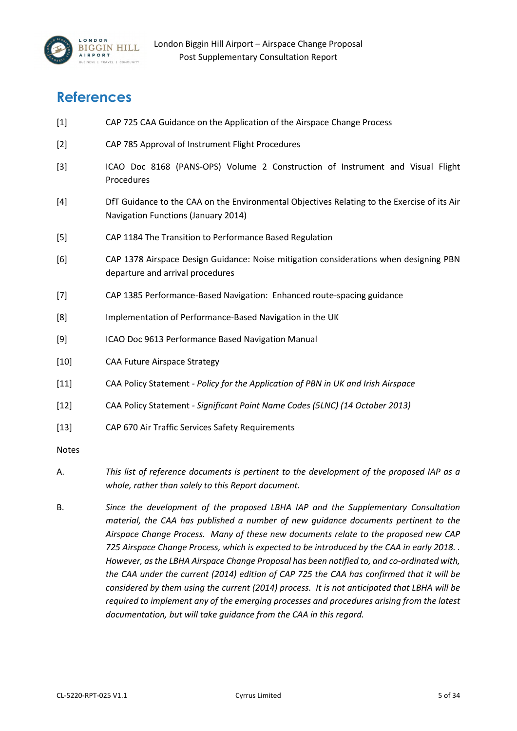# References

[1] CAP 725 CAA Guidance on the Application of the Airspace Change Process

[2] CAP 785 Approval of Instrument Flight Procedures

[3] ICAO Doc 8168 (PANS-OPS) Volume 2 Construction of Instrument and Visual Flight Procedures

[4] DfT Guidance to the CAA on the Environmental Objectives Relating to the Exercise of its Air Navigation Functions (January 2014)

[5] CAP 1184 The Transition to Performance Based Regulation

[6] CAP 1378 Airspace Design Guidance: Noise mitigation considerations when designing PBN departure and arrival procedures

[7] CAP 1385 Performance-Based Navigation: Enhanced route-spacing guidance

[8] Implementation of Performance-Based Navigation in the UK

[9] ICAO Doc 9613 Performance Based Navigation Manual

[10] CAA Future Airspace Strategy

[11] CAA Policy Statement - *Policy for the Application of PBN in UK and Irish Airspace*

[12] CAA Policy Statement - *Significant Point Name Codes (5LNC) (14 October 2013)*

[13] CAP 670 Air Traffic Services Safety Requirements

Notes

A. *This list of reference documents is pertinent to the development of the proposed IAP as a whole, rather than solely to this Report document.*

B. *Since the development of the proposed LBHA IAP and the Supplementary Consultation material, the CAA has published a number of new guidance documents pertinent to the Airspace Change Process. Many of these new documents relate to the proposed new CAP 725 Airspace Change Process, which is expected to be introduced by the CAA in early 2018. . However, as the LBHA Airspace Change Proposal has been notified to, and co-ordinated with, the CAA under the current (2014) edition of CAP 725 the CAA has confirmed that it will be considered by them using the current (2014) process. It is not anticipated that LBHA will be required to implement any of the emerging processes and procedures arising from the latest documentation, but will take guidance from the CAA in this regard.*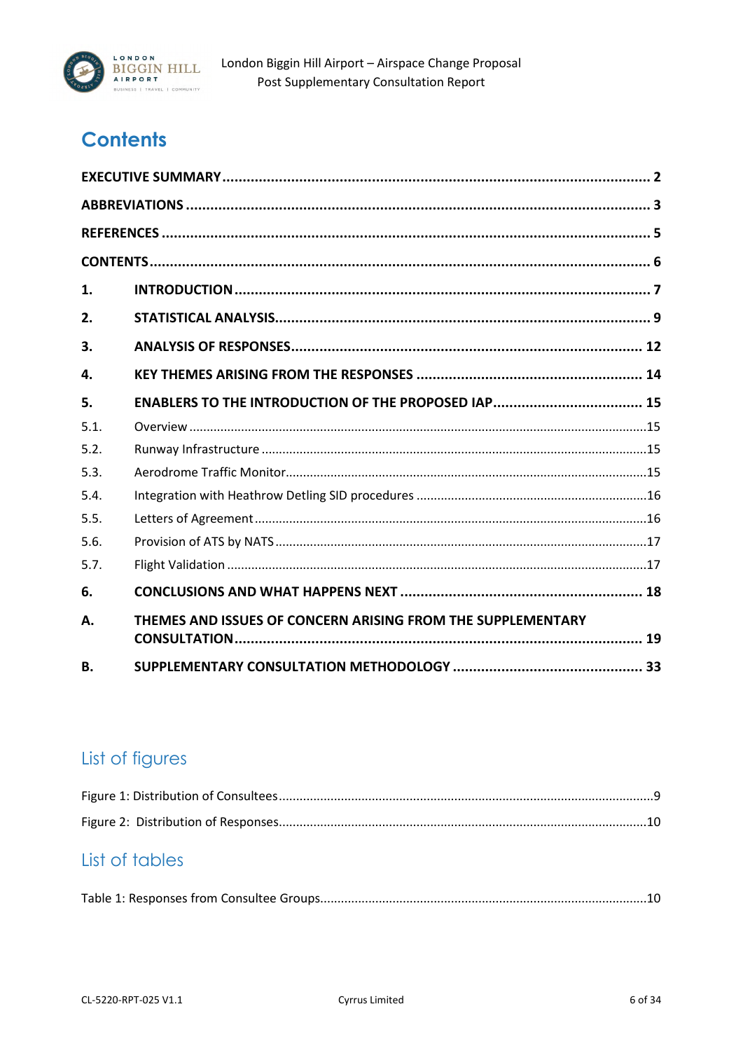# Contents

EXECUTIVE SUMMARY ..... 2

ABBREVIATIONS ..... 3

REFERENCES ..... 5

CONTENTS ..... 6

1. INTRODUCTION ..... 7
2. STATISTICAL ANALYSIS ..... 9
3. ANALYSIS OF RESPONSES ..... 12
4. KEY THEMES ARISING FROM THE RESPONSES ..... 14
5. ENABLERS TO THE INTRODUCTION OF THE PROPOSED IAP ..... 15
   - 5.1. Overview ..... 15
   - 5.2. Runway Infrastructure ..... 15
   - 5.3. Aerodrome Traffic Monitor ..... 15
   - 5.4. Integration with Heathrow Detling SID procedures ..... 16
   - 5.5. Letters of Agreement ..... 16
   - 5.6. Provision of ATS by NATS ..... 17
   - 5.7. Flight Validation ..... 17
6. CONCLUSIONS AND WHAT HAPPENS NEXT ..... 18

A. THEMES AND ISSUES OF CONCERN ARISING FROM THE SUPPLEMENTARY CONSULTATION ..... 19

B. SUPPLEMENTARY CONSULTATION METHODOLOGY ..... 33

## List of figures

Figure 1: Distribution of Consultees ..... 9

Figure 2: Distribution of Responses ..... 10

## List of tables

Table 1: Responses from Consultee Groups ..... 10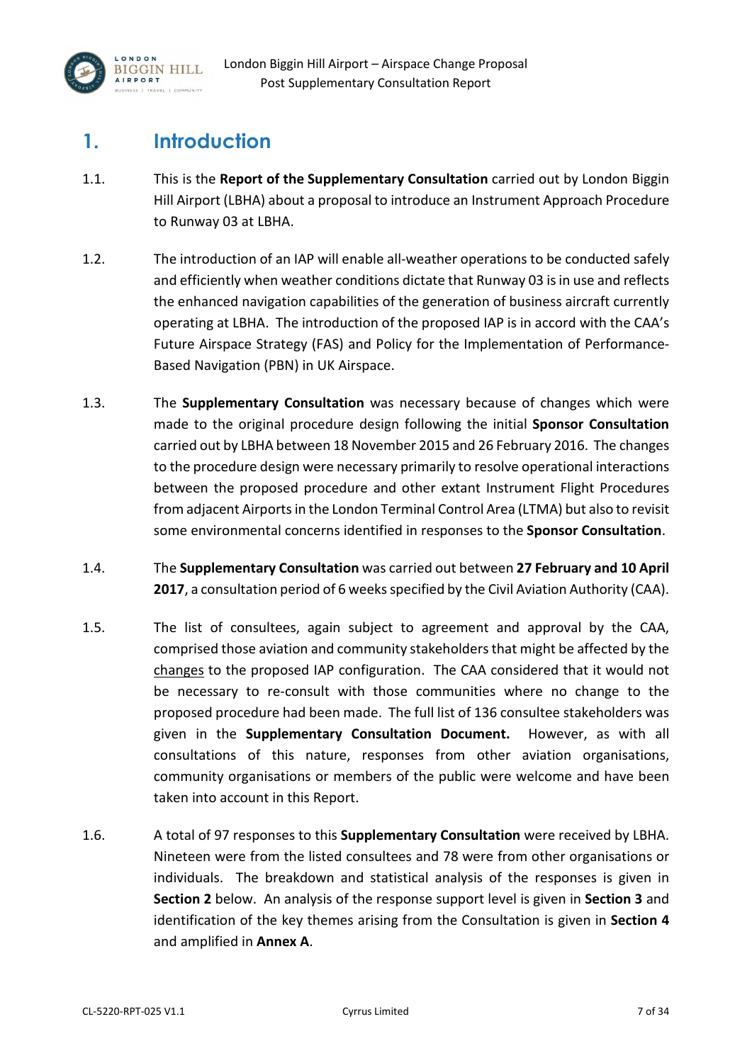# 1. Introduction

1.1. This is the **Report of the Supplementary Consultation** carried out by London Biggin Hill Airport (LBHA) about a proposal to introduce an Instrument Approach Procedure to Runway 03 at LBHA.

1.2. The introduction of an IAP will enable all-weather operations to be conducted safely and efficiently when weather conditions dictate that Runway 03 is in use and reflects the enhanced navigation capabilities of the generation of business aircraft currently operating at LBHA. The introduction of the proposed IAP is in accord with the CAA's Future Airspace Strategy (FAS) and Policy for the Implementation of Performance-Based Navigation (PBN) in UK Airspace.

1.3. The **Supplementary Consultation** was necessary because of changes which were made to the original procedure design following the initial **Sponsor Consultation** carried out by LBHA between 18 November 2015 and 26 February 2016. The changes to the procedure design were necessary primarily to resolve operational interactions between the proposed procedure and other extant Instrument Flight Procedures from adjacent Airports in the London Terminal Control Area (LTMA) but also to revisit some environmental concerns identified in responses to the **Sponsor Consultation**.

1.4. The **Supplementary Consultation** was carried out between **27 February and 10 April 2017**, a consultation period of 6 weeks specified by the Civil Aviation Authority (CAA).

1.5. The list of consultees, again subject to agreement and approval by the CAA, comprised those aviation and community stakeholders that might be affected by the changes to the proposed IAP configuration. The CAA considered that it would not be necessary to re-consult with those communities where no change to the proposed procedure had been made. The full list of 136 consultee stakeholders was given in the **Supplementary Consultation Document.** However, as with all consultations of this nature, responses from other aviation organisations, community organisations or members of the public were welcome and have been taken into account in this Report.

1.6. A total of 97 responses to this **Supplementary Consultation** were received by LBHA. Nineteen were from the listed consultees and 78 were from other organisations or individuals. The breakdown and statistical analysis of the responses is given in **Section 2** below. An analysis of the response support level is given in **Section 3** and identification of the key themes arising from the Consultation is given in **Section 4** and amplified in **Annex A**.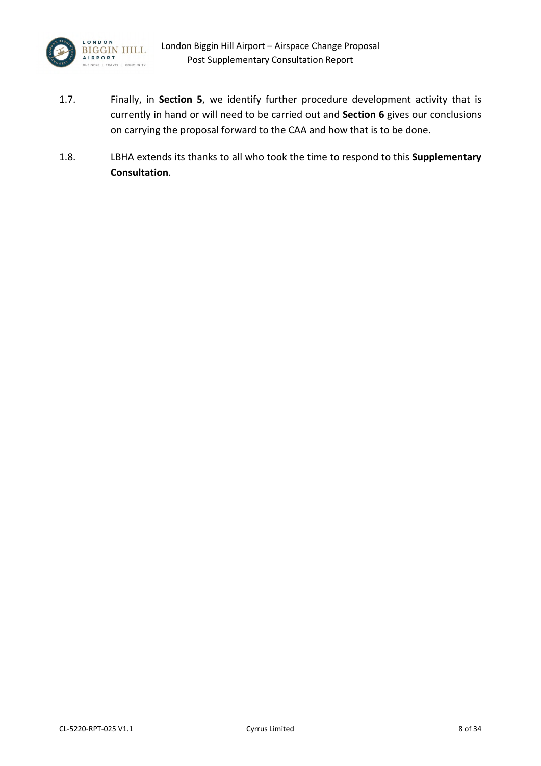1.7. Finally, in **Section 5**, we identify further procedure development activity that is currently in hand or will need to be carried out and **Section 6** gives our conclusions on carrying the proposal forward to the CAA and how that is to be done.

1.8. LBHA extends its thanks to all who took the time to respond to this **Supplementary Consultation**.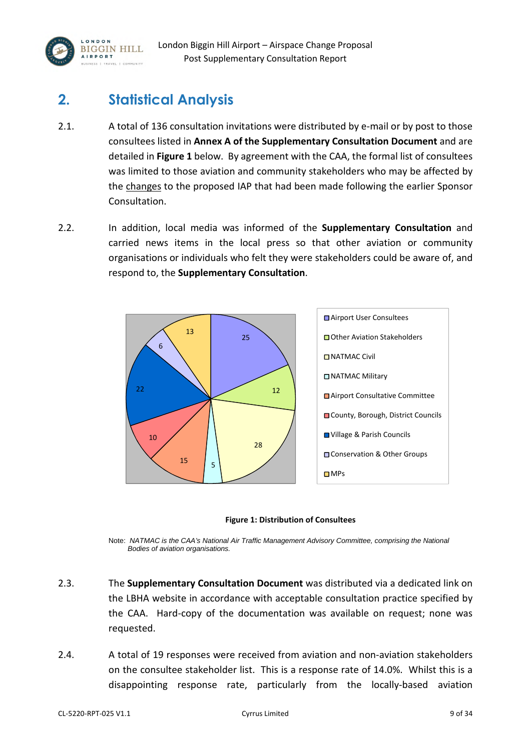## 2. Statistical Analysis

2.1. A total of 136 consultation invitations were distributed by e-mail or by post to those consultees listed in **Annex A of the Supplementary Consultation Document** and are detailed in **Figure 1** below. By agreement with the CAA, the formal list of consultees was limited to those aviation and community stakeholders who may be affected by the changes to the proposed IAP that had been made following the earlier Sponsor Consultation.

2.2. In addition, local media was informed of the **Supplementary Consultation** and carried news items in the local press so that other aviation or community organisations or individuals who felt they were stakeholders could be aware of, and respond to, the **Supplementary Consultation**.

25
12
28
5
15
10
22
6
13

Airport User Consultees
Other Aviation Stakeholders
NATMAC Civil
NATMAC Military
Airport Consultative Committee
County, Borough, District Councils
Village & Parish Councils
Conservation & Other Groups
MPs

**Figure 1: Distribution of Consultees**

Note: *NATMAC is the CAA's National Air Traffic Management Advisory Committee, comprising the National Bodies of aviation organisations.*

2.3. The **Supplementary Consultation Document** was distributed via a dedicated link on the LBHA website in accordance with acceptable consultation practice specified by the CAA. Hard-copy of the documentation was available on request; none was requested.

2.4. A total of 19 responses were received from aviation and non-aviation stakeholders on the consultee stakeholder list. This is a response rate of 14.0%. Whilst this is a disappointing response rate, particularly from the locally-based aviation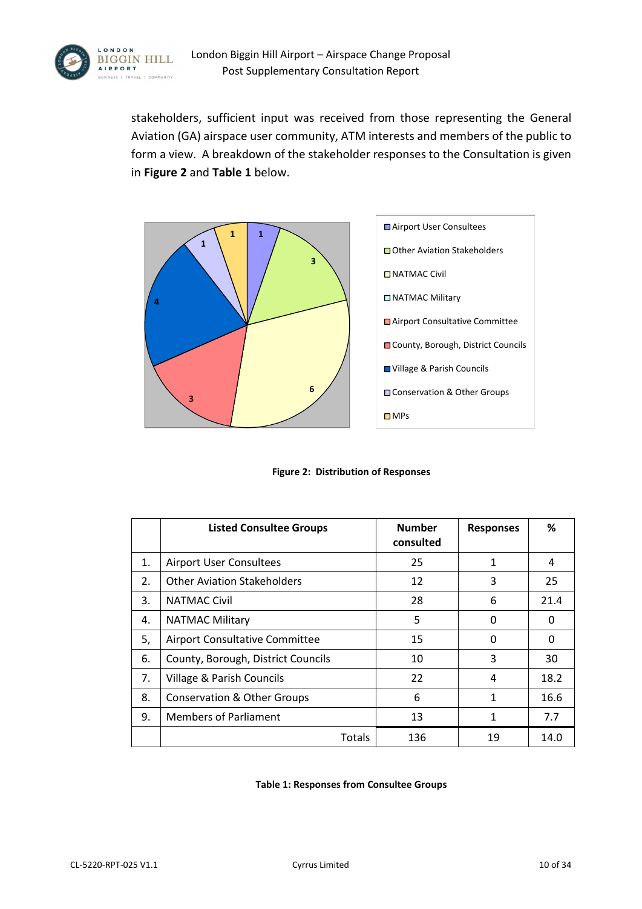stakeholders, sufficient input was received from those representing the General Aviation (GA) airspace user community, ATM interests and members of the public to form a view. A breakdown of the stakeholder responses to the Consultation is given in **Figure 2** and **Table 1** below.

1
3
6
3
4
1
1

Airport User Consultees
Other Aviation Stakeholders
NATMAC Civil
NATMAC Military
Airport Consultative Committee
County, Borough, District Councils
Village & Parish Councils
Conservation & Other Groups
MPs

**Figure 2: Distribution of Responses**

| | Listed Consultee Groups | Number consulted | Responses | % |
|---|---|---|---|---|
| 1. | Airport User Consultees | 25 | 1 | 4 |
| 2. | Other Aviation Stakeholders | 12 | 3 | 25 |
| 3. | NATMAC Civil | 28 | 6 | 21.4 |
| 4. | NATMAC Military | 5 | 0 | 0 |
| 5, | Airport Consultative Committee | 15 | 0 | 0 |
| 6. | County, Borough, District Councils | 10 | 3 | 30 |
| 7. | Village & Parish Councils | 22 | 4 | 18.2 |
| 8. | Conservation & Other Groups | 6 | 1 | 16.6 |
| 9. | Members of Parliament | 13 | 1 | 7.7 |
| | Totals | 136 | 19 | 14.0 |

**Table 1: Responses from Consultee Groups**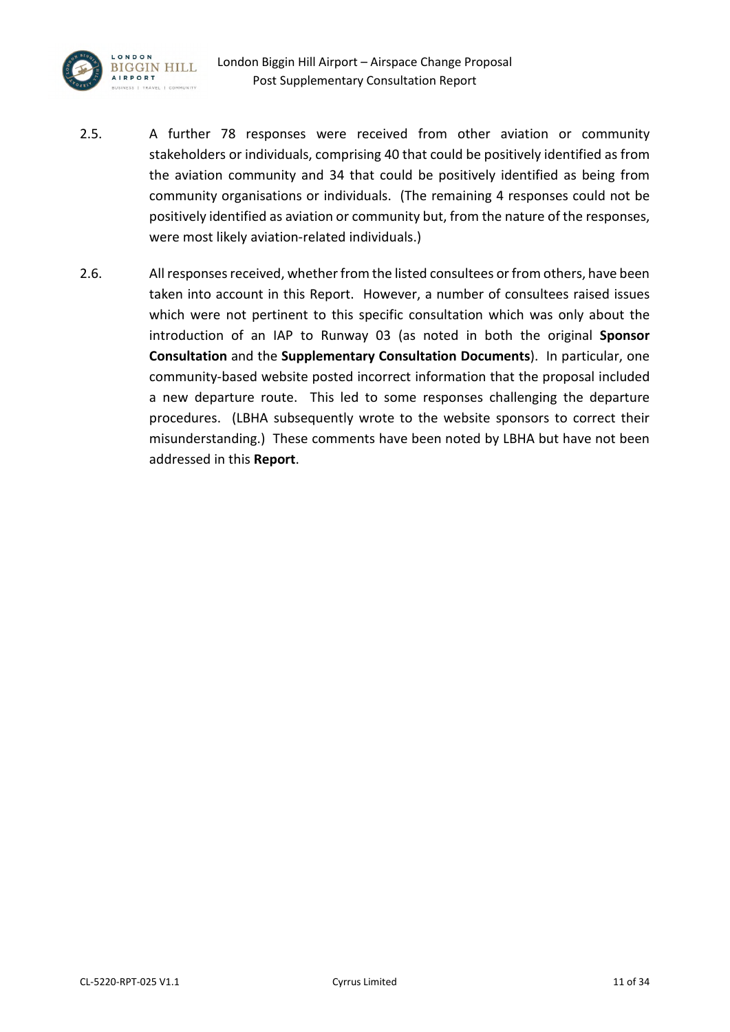2.5. A further 78 responses were received from other aviation or community stakeholders or individuals, comprising 40 that could be positively identified as from the aviation community and 34 that could be positively identified as being from community organisations or individuals. (The remaining 4 responses could not be positively identified as aviation or community but, from the nature of the responses, were most likely aviation-related individuals.)

2.6. All responses received, whether from the listed consultees or from others, have been taken into account in this Report. However, a number of consultees raised issues which were not pertinent to this specific consultation which was only about the introduction of an IAP to Runway 03 (as noted in both the original **Sponsor Consultation** and the **Supplementary Consultation Documents**). In particular, one community-based website posted incorrect information that the proposal included a new departure route. This led to some responses challenging the departure procedures. (LBHA subsequently wrote to the website sponsors to correct their misunderstanding.) These comments have been noted by LBHA but have not been addressed in this **Report**.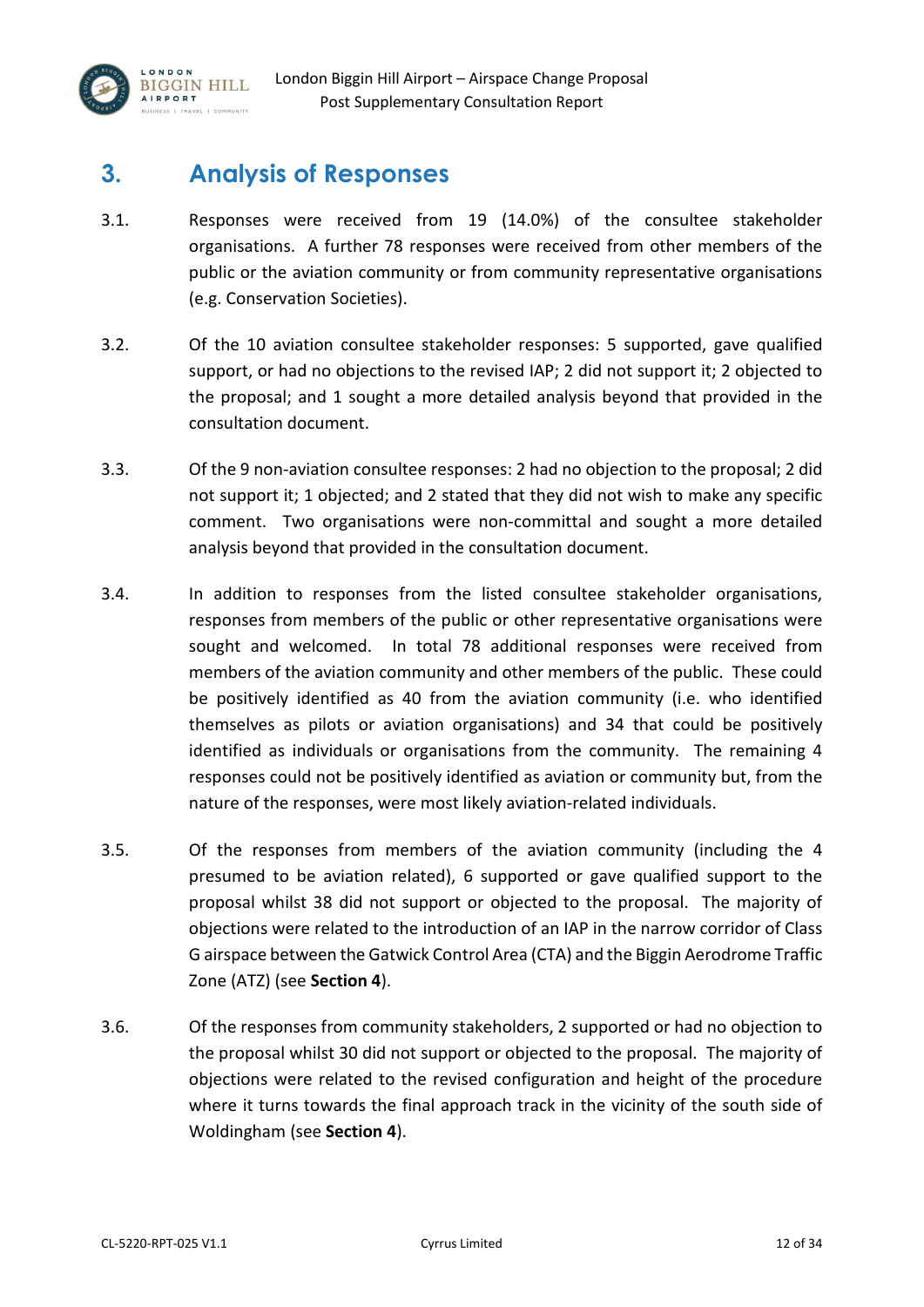# 3. Analysis of Responses

3.1. Responses were received from 19 (14.0%) of the consultee stakeholder organisations. A further 78 responses were received from other members of the public or the aviation community or from community representative organisations (e.g. Conservation Societies).

3.2. Of the 10 aviation consultee stakeholder responses: 5 supported, gave qualified support, or had no objections to the revised IAP; 2 did not support it; 2 objected to the proposal; and 1 sought a more detailed analysis beyond that provided in the consultation document.

3.3. Of the 9 non-aviation consultee responses: 2 had no objection to the proposal; 2 did not support it; 1 objected; and 2 stated that they did not wish to make any specific comment. Two organisations were non-committal and sought a more detailed analysis beyond that provided in the consultation document.

3.4. In addition to responses from the listed consultee stakeholder organisations, responses from members of the public or other representative organisations were sought and welcomed. In total 78 additional responses were received from members of the aviation community and other members of the public. These could be positively identified as 40 from the aviation community (i.e. who identified themselves as pilots or aviation organisations) and 34 that could be positively identified as individuals or organisations from the community. The remaining 4 responses could not be positively identified as aviation or community but, from the nature of the responses, were most likely aviation-related individuals.

3.5. Of the responses from members of the aviation community (including the 4 presumed to be aviation related), 6 supported or gave qualified support to the proposal whilst 38 did not support or objected to the proposal. The majority of objections were related to the introduction of an IAP in the narrow corridor of Class G airspace between the Gatwick Control Area (CTA) and the Biggin Aerodrome Traffic Zone (ATZ) (see **Section 4**).

3.6. Of the responses from community stakeholders, 2 supported or had no objection to the proposal whilst 30 did not support or objected to the proposal. The majority of objections were related to the revised configuration and height of the procedure where it turns towards the final approach track in the vicinity of the south side of Woldingham (see **Section 4**).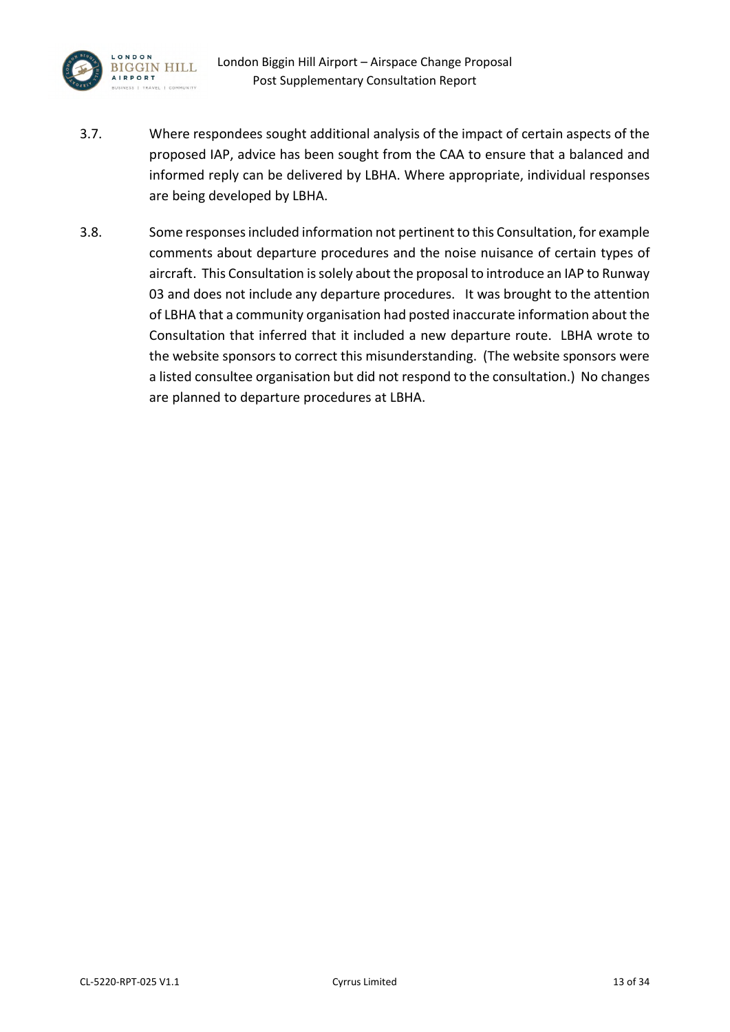3.7. Where respondees sought additional analysis of the impact of certain aspects of the proposed IAP, advice has been sought from the CAA to ensure that a balanced and informed reply can be delivered by LBHA. Where appropriate, individual responses are being developed by LBHA.

3.8. Some responses included information not pertinent to this Consultation, for example comments about departure procedures and the noise nuisance of certain types of aircraft. This Consultation is solely about the proposal to introduce an IAP to Runway 03 and does not include any departure procedures. It was brought to the attention of LBHA that a community organisation had posted inaccurate information about the Consultation that inferred that it included a new departure route. LBHA wrote to the website sponsors to correct this misunderstanding. (The website sponsors were a listed consultee organisation but did not respond to the consultation.) No changes are planned to departure procedures at LBHA.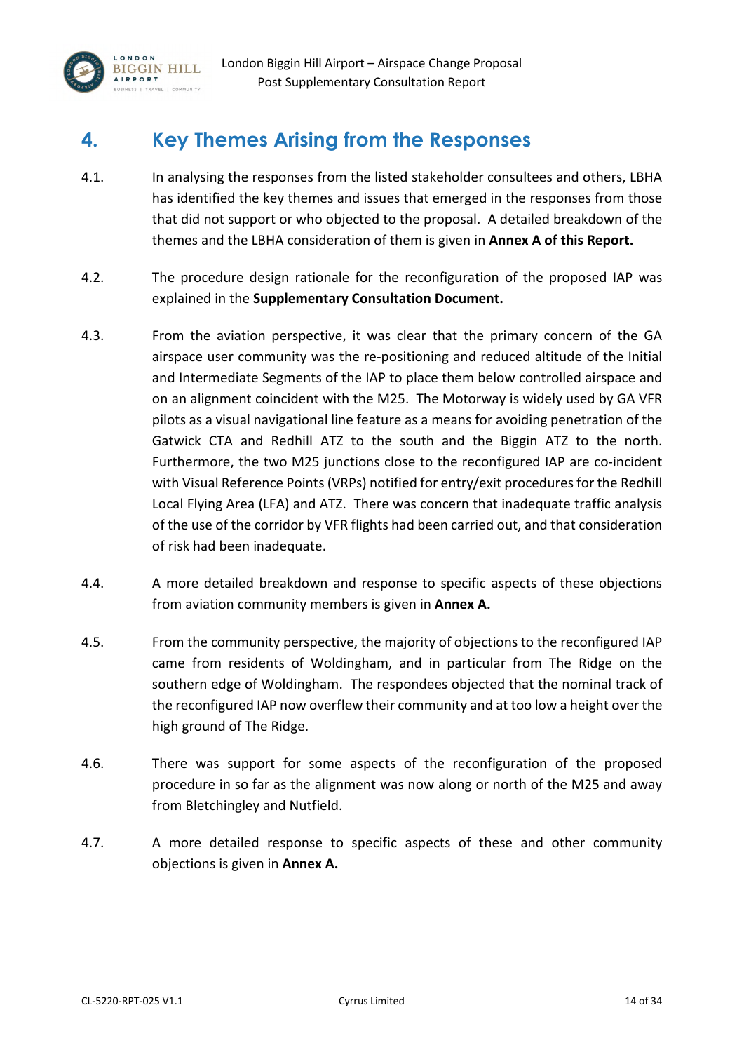# 4. Key Themes Arising from the Responses

4.1. In analysing the responses from the listed stakeholder consultees and others, LBHA has identified the key themes and issues that emerged in the responses from those that did not support or who objected to the proposal. A detailed breakdown of the themes and the LBHA consideration of them is given in **Annex A of this Report.**

4.2. The procedure design rationale for the reconfiguration of the proposed IAP was explained in the **Supplementary Consultation Document.**

4.3. From the aviation perspective, it was clear that the primary concern of the GA airspace user community was the re-positioning and reduced altitude of the Initial and Intermediate Segments of the IAP to place them below controlled airspace and on an alignment coincident with the M25. The Motorway is widely used by GA VFR pilots as a visual navigational line feature as a means for avoiding penetration of the Gatwick CTA and Redhill ATZ to the south and the Biggin ATZ to the north. Furthermore, the two M25 junctions close to the reconfigured IAP are co-incident with Visual Reference Points (VRPs) notified for entry/exit procedures for the Redhill Local Flying Area (LFA) and ATZ. There was concern that inadequate traffic analysis of the use of the corridor by VFR flights had been carried out, and that consideration of risk had been inadequate.

4.4. A more detailed breakdown and response to specific aspects of these objections from aviation community members is given in **Annex A.**

4.5. From the community perspective, the majority of objections to the reconfigured IAP came from residents of Woldingham, and in particular from The Ridge on the southern edge of Woldingham. The respondees objected that the nominal track of the reconfigured IAP now overflew their community and at too low a height over the high ground of The Ridge.

4.6. There was support for some aspects of the reconfiguration of the proposed procedure in so far as the alignment was now along or north of the M25 and away from Bletchingley and Nutfield.

4.7. A more detailed response to specific aspects of these and other community objections is given in **Annex A.**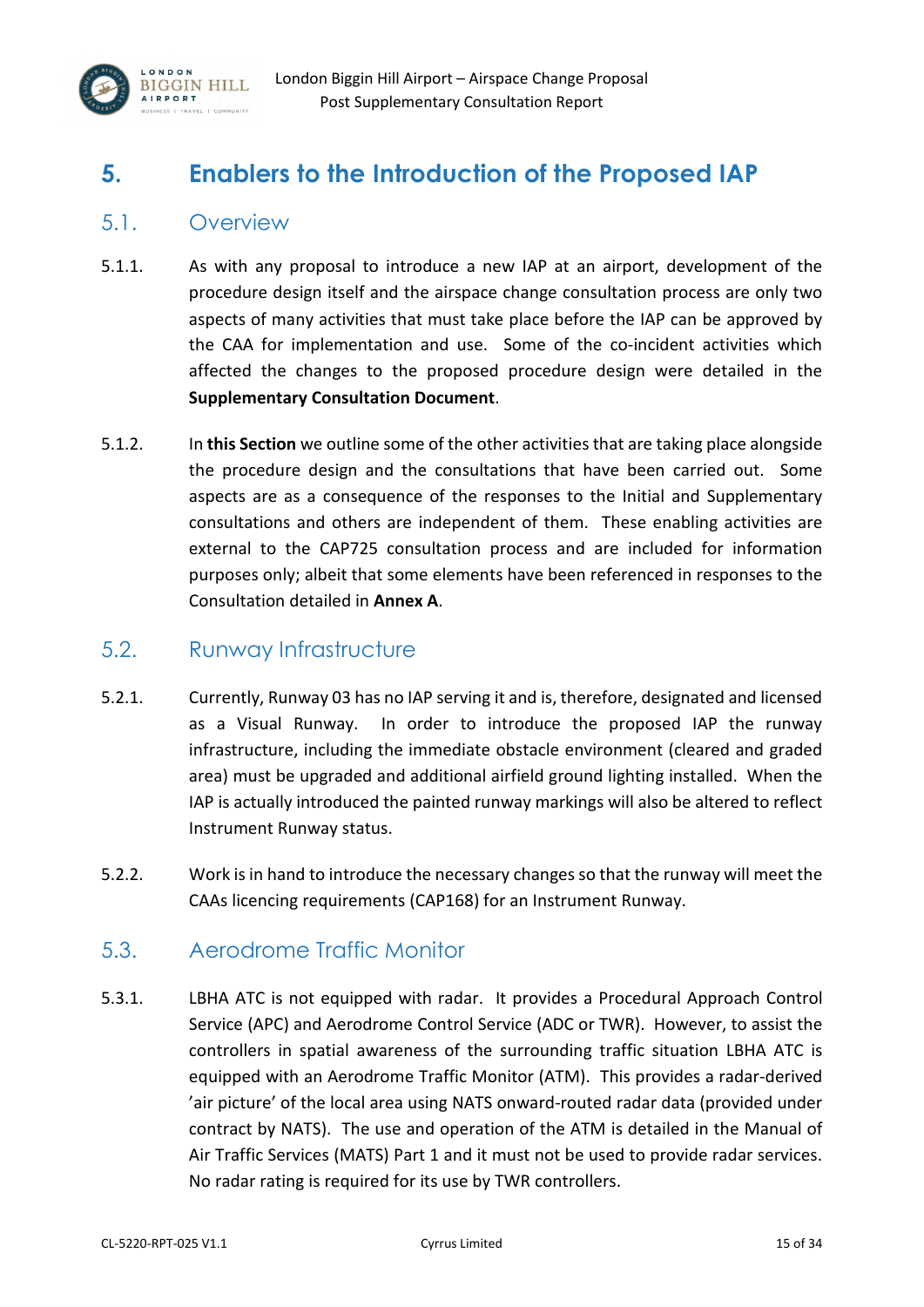# 5. Enablers to the Introduction of the Proposed IAP

## 5.1. Overview

5.1.1. As with any proposal to introduce a new IAP at an airport, development of the procedure design itself and the airspace change consultation process are only two aspects of many activities that must take place before the IAP can be approved by the CAA for implementation and use. Some of the co-incident activities which affected the changes to the proposed procedure design were detailed in the **Supplementary Consultation Document**.

5.1.2. In **this Section** we outline some of the other activities that are taking place alongside the procedure design and the consultations that have been carried out. Some aspects are as a consequence of the responses to the Initial and Supplementary consultations and others are independent of them. These enabling activities are external to the CAP725 consultation process and are included for information purposes only; albeit that some elements have been referenced in responses to the Consultation detailed in **Annex A**.

## 5.2. Runway Infrastructure

5.2.1. Currently, Runway 03 has no IAP serving it and is, therefore, designated and licensed as a Visual Runway. In order to introduce the proposed IAP the runway infrastructure, including the immediate obstacle environment (cleared and graded area) must be upgraded and additional airfield ground lighting installed. When the IAP is actually introduced the painted runway markings will also be altered to reflect Instrument Runway status.

5.2.2. Work is in hand to introduce the necessary changes so that the runway will meet the CAAs licencing requirements (CAP168) for an Instrument Runway.

## 5.3. Aerodrome Traffic Monitor

5.3.1. LBHA ATC is not equipped with radar. It provides a Procedural Approach Control Service (APC) and Aerodrome Control Service (ADC or TWR). However, to assist the controllers in spatial awareness of the surrounding traffic situation LBHA ATC is equipped with an Aerodrome Traffic Monitor (ATM). This provides a radar-derived 'air picture' of the local area using NATS onward-routed radar data (provided under contract by NATS). The use and operation of the ATM is detailed in the Manual of Air Traffic Services (MATS) Part 1 and it must not be used to provide radar services. No radar rating is required for its use by TWR controllers.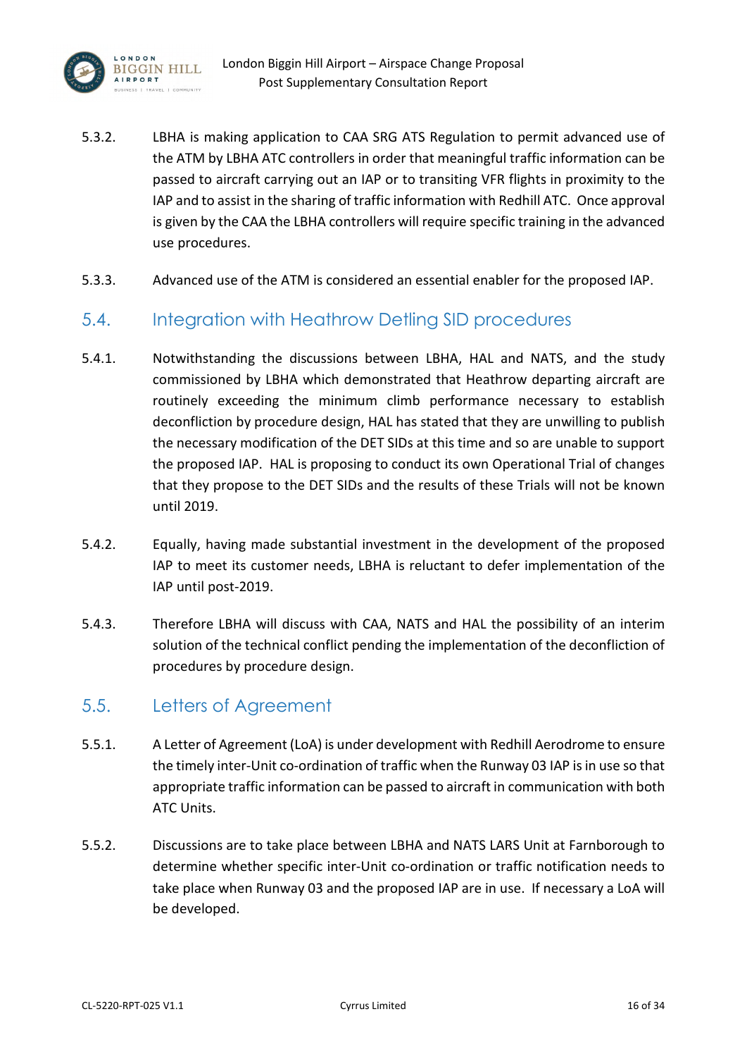5.3.2. LBHA is making application to CAA SRG ATS Regulation to permit advanced use of the ATM by LBHA ATC controllers in order that meaningful traffic information can be passed to aircraft carrying out an IAP or to transiting VFR flights in proximity to the IAP and to assist in the sharing of traffic information with Redhill ATC. Once approval is given by the CAA the LBHA controllers will require specific training in the advanced use procedures.

5.3.3. Advanced use of the ATM is considered an essential enabler for the proposed IAP.

## 5.4. Integration with Heathrow Detling SID procedures

5.4.1. Notwithstanding the discussions between LBHA, HAL and NATS, and the study commissioned by LBHA which demonstrated that Heathrow departing aircraft are routinely exceeding the minimum climb performance necessary to establish deconfliction by procedure design, HAL has stated that they are unwilling to publish the necessary modification of the DET SIDs at this time and so are unable to support the proposed IAP. HAL is proposing to conduct its own Operational Trial of changes that they propose to the DET SIDs and the results of these Trials will not be known until 2019.

5.4.2. Equally, having made substantial investment in the development of the proposed IAP to meet its customer needs, LBHA is reluctant to defer implementation of the IAP until post-2019.

5.4.3. Therefore LBHA will discuss with CAA, NATS and HAL the possibility of an interim solution of the technical conflict pending the implementation of the deconfliction of procedures by procedure design.

## 5.5. Letters of Agreement

5.5.1. A Letter of Agreement (LoA) is under development with Redhill Aerodrome to ensure the timely inter-Unit co-ordination of traffic when the Runway 03 IAP is in use so that appropriate traffic information can be passed to aircraft in communication with both ATC Units.

5.5.2. Discussions are to take place between LBHA and NATS LARS Unit at Farnborough to determine whether specific inter-Unit co-ordination or traffic notification needs to take place when Runway 03 and the proposed IAP are in use. If necessary a LoA will be developed.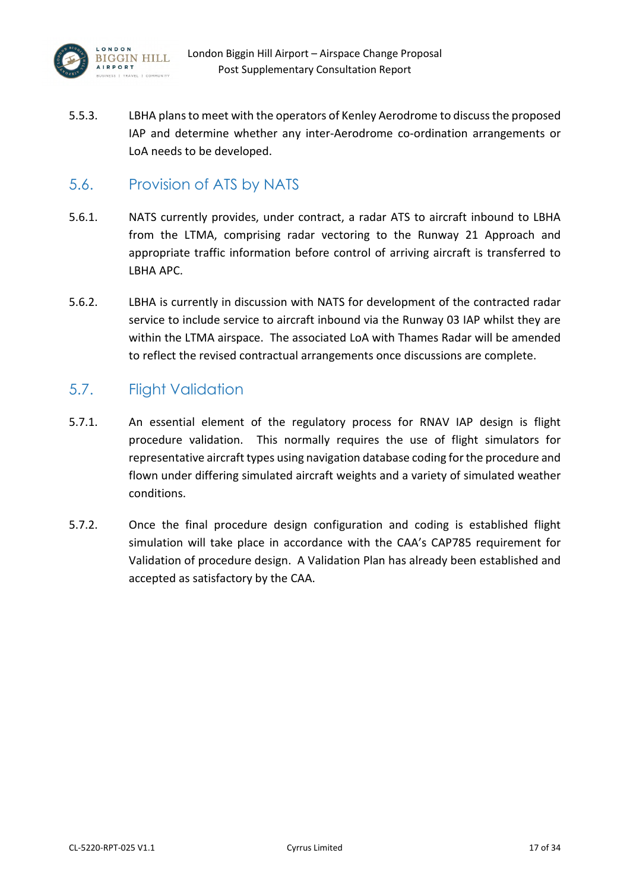5.5.3. LBHA plans to meet with the operators of Kenley Aerodrome to discuss the proposed IAP and determine whether any inter-Aerodrome co-ordination arrangements or LoA needs to be developed.

## 5.6. Provision of ATS by NATS

5.6.1. NATS currently provides, under contract, a radar ATS to aircraft inbound to LBHA from the LTMA, comprising radar vectoring to the Runway 21 Approach and appropriate traffic information before control of arriving aircraft is transferred to LBHA APC.

5.6.2. LBHA is currently in discussion with NATS for development of the contracted radar service to include service to aircraft inbound via the Runway 03 IAP whilst they are within the LTMA airspace. The associated LoA with Thames Radar will be amended to reflect the revised contractual arrangements once discussions are complete.

## 5.7. Flight Validation

5.7.1. An essential element of the regulatory process for RNAV IAP design is flight procedure validation. This normally requires the use of flight simulators for representative aircraft types using navigation database coding for the procedure and flown under differing simulated aircraft weights and a variety of simulated weather conditions.

5.7.2. Once the final procedure design configuration and coding is established flight simulation will take place in accordance with the CAA's CAP785 requirement for Validation of procedure design. A Validation Plan has already been established and accepted as satisfactory by the CAA.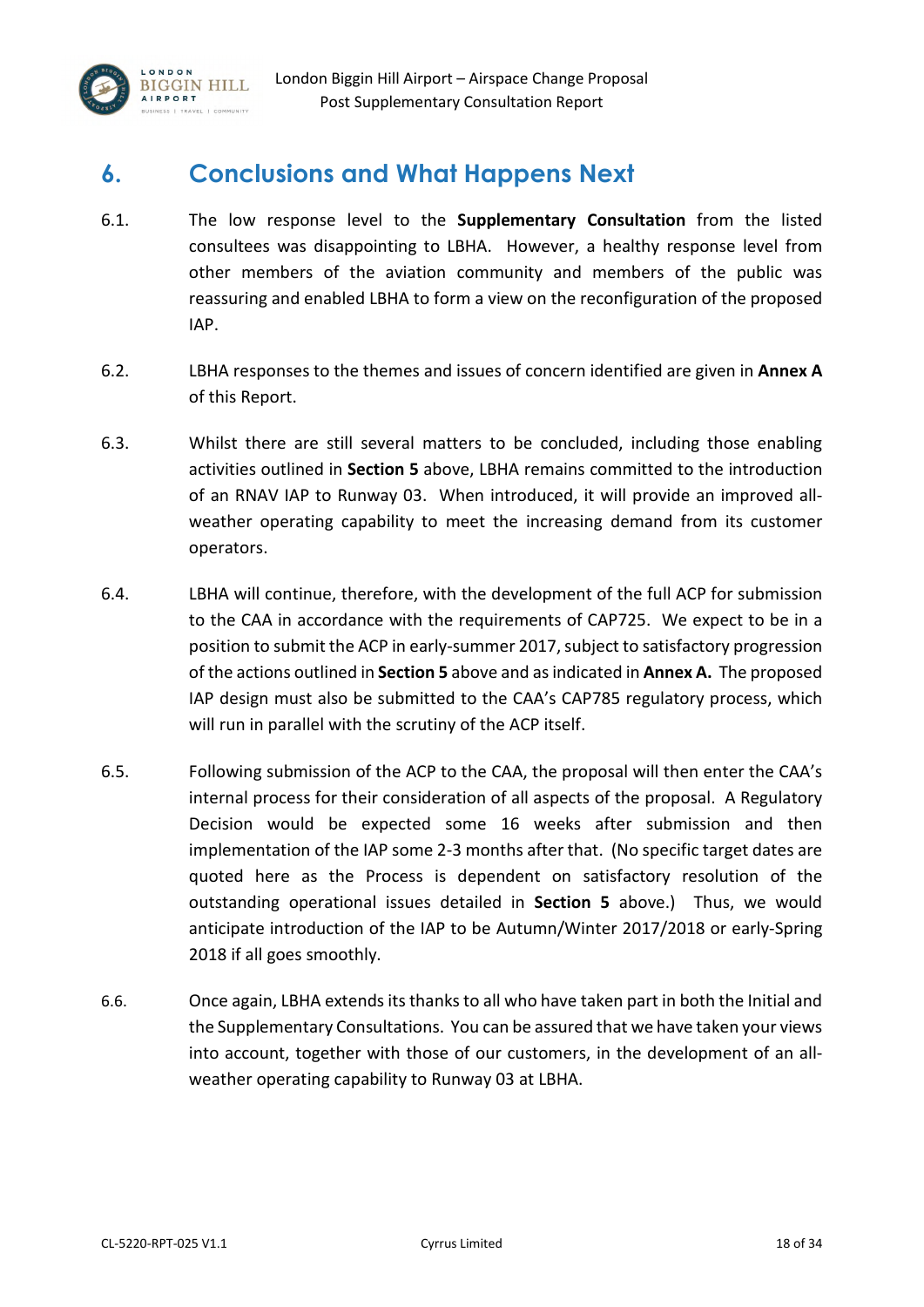## 6. Conclusions and What Happens Next

6.1. The low response level to the **Supplementary Consultation** from the listed consultees was disappointing to LBHA. However, a healthy response level from other members of the aviation community and members of the public was reassuring and enabled LBHA to form a view on the reconfiguration of the proposed IAP.

6.2. LBHA responses to the themes and issues of concern identified are given in **Annex A** of this Report.

6.3. Whilst there are still several matters to be concluded, including those enabling activities outlined in **Section 5** above, LBHA remains committed to the introduction of an RNAV IAP to Runway 03. When introduced, it will provide an improved all-weather operating capability to meet the increasing demand from its customer operators.

6.4. LBHA will continue, therefore, with the development of the full ACP for submission to the CAA in accordance with the requirements of CAP725. We expect to be in a position to submit the ACP in early-summer 2017, subject to satisfactory progression of the actions outlined in **Section 5** above and as indicated in **Annex A.** The proposed IAP design must also be submitted to the CAA's CAP785 regulatory process, which will run in parallel with the scrutiny of the ACP itself.

6.5. Following submission of the ACP to the CAA, the proposal will then enter the CAA's internal process for their consideration of all aspects of the proposal. A Regulatory Decision would be expected some 16 weeks after submission and then implementation of the IAP some 2-3 months after that. (No specific target dates are quoted here as the Process is dependent on satisfactory resolution of the outstanding operational issues detailed in **Section 5** above.) Thus, we would anticipate introduction of the IAP to be Autumn/Winter 2017/2018 or early-Spring 2018 if all goes smoothly.

6.6. Once again, LBHA extends its thanks to all who have taken part in both the Initial and the Supplementary Consultations. You can be assured that we have taken your views into account, together with those of our customers, in the development of an all-weather operating capability to Runway 03 at LBHA.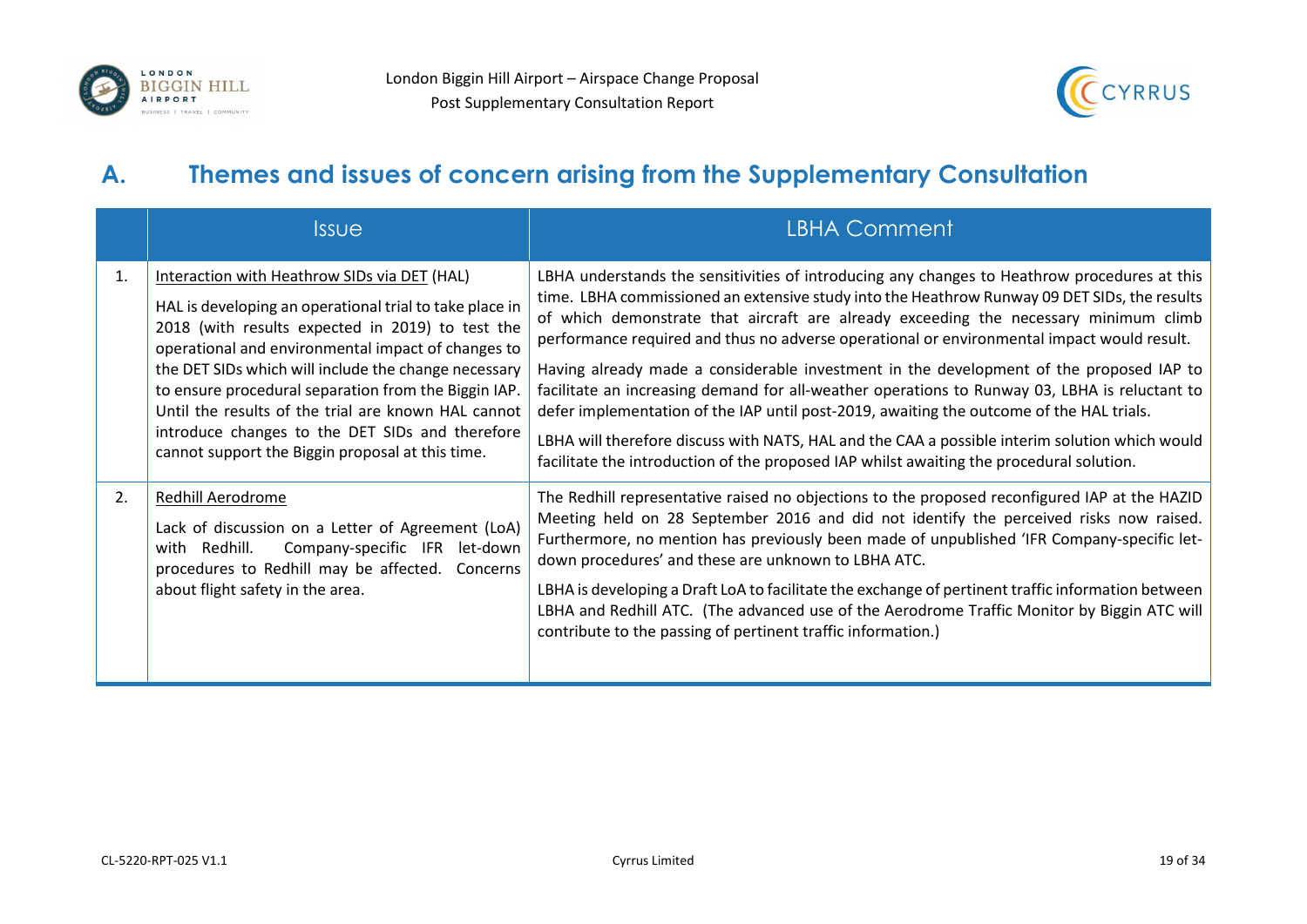# A. Themes and issues of concern arising from the Supplementary Consultation

| | Issue | LBHA Comment |
|---|---|---|
| 1. | Interaction with Heathrow SIDs via DET (HAL)<br><br>HAL is developing an operational trial to take place in 2018 (with results expected in 2019) to test the operational and environmental impact of changes to the DET SIDs which will include the change necessary to ensure procedural separation from the Biggin IAP. Until the results of the trial are known HAL cannot introduce changes to the DET SIDs and therefore cannot support the Biggin proposal at this time. | LBHA understands the sensitivities of introducing any changes to Heathrow procedures at this time. LBHA commissioned an extensive study into the Heathrow Runway 09 DET SIDs, the results of which demonstrate that aircraft are already exceeding the necessary minimum climb performance required and thus no adverse operational or environmental impact would result.<br><br>Having already made a considerable investment in the development of the proposed IAP to facilitate an increasing demand for all-weather operations to Runway 03, LBHA is reluctant to defer implementation of the IAP until post-2019, awaiting the outcome of the HAL trials.<br><br>LBHA will therefore discuss with NATS, HAL and the CAA a possible interim solution which would facilitate the introduction of the proposed IAP whilst awaiting the procedural solution. |
| 2. | Redhill Aerodrome<br><br>Lack of discussion on a Letter of Agreement (LoA) with Redhill. Company-specific IFR let-down procedures to Redhill may be affected. Concerns about flight safety in the area. | The Redhill representative raised no objections to the proposed reconfigured IAP at the HAZID Meeting held on 28 September 2016 and did not identify the perceived risks now raised. Furthermore, no mention has previously been made of unpublished 'IFR Company-specific let-down procedures' and these are unknown to LBHA ATC.<br><br>LBHA is developing a Draft LoA to facilitate the exchange of pertinent traffic information between LBHA and Redhill ATC. (The advanced use of the Aerodrome Traffic Monitor by Biggin ATC will contribute to the passing of pertinent traffic information.) |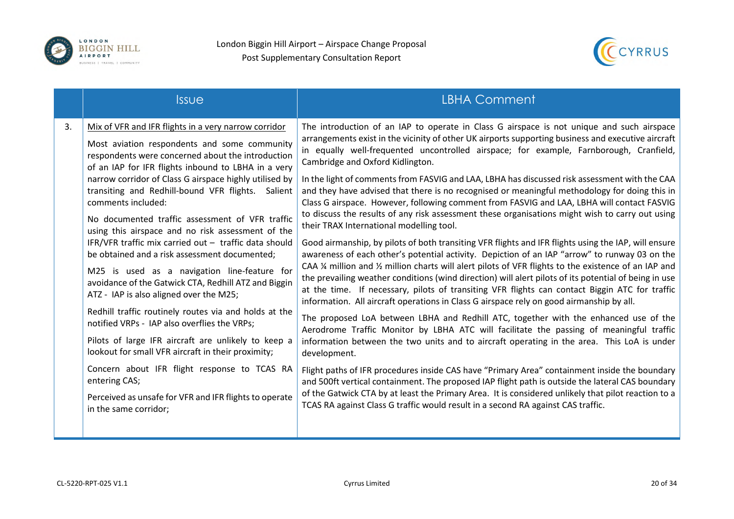| | Issue | LBHA Comment |
|---|---|---|
| 3. | Mix of VFR and IFR flights in a very narrow corridor<br><br>Most aviation respondents and some community respondents were concerned about the introduction of an IAP for IFR flights inbound to LBHA in a very narrow corridor of Class G airspace highly utilised by transiting and Redhill-bound VFR flights. Salient comments included:<br><br>No documented traffic assessment of VFR traffic using this airspace and no risk assessment of the IFR/VFR traffic mix carried out – traffic data should be obtained and a risk assessment documented;<br><br>M25 is used as a navigation line-feature for avoidance of the Gatwick CTA, Redhill ATZ and Biggin ATZ - IAP is also aligned over the M25;<br><br>Redhill traffic routinely routes via and holds at the notified VRPs - IAP also overflies the VRPs;<br><br>Pilots of large IFR aircraft are unlikely to keep a lookout for small VFR aircraft in their proximity;<br><br>Concern about IFR flight response to TCAS RA entering CAS;<br><br>Perceived as unsafe for VFR and IFR flights to operate in the same corridor; | The introduction of an IAP to operate in Class G airspace is not unique and such airspace arrangements exist in the vicinity of other UK airports supporting business and executive aircraft in equally well-frequented uncontrolled airspace; for example, Farnborough, Cranfield, Cambridge and Oxford Kidlington.<br><br>In the light of comments from FASVIG and LAA, LBHA has discussed risk assessment with the CAA and they have advised that there is no recognised or meaningful methodology for doing this in Class G airspace. However, following comment from FASVIG and LAA, LBHA will contact FASVIG to discuss the results of any risk assessment these organisations might wish to carry out using their TRAX International modelling tool.<br><br>Good airmanship, by pilots of both transiting VFR flights and IFR flights using the IAP, will ensure awareness of each other's potential activity. Depiction of an IAP "arrow" to runway 03 on the CAA ¼ million and ½ million charts will alert pilots of VFR flights to the existence of an IAP and the prevailing weather conditions (wind direction) will alert pilots of its potential of being in use at the time. If necessary, pilots of transiting VFR flights can contact Biggin ATC for traffic information. All aircraft operations in Class G airspace rely on good airmanship by all.<br><br>The proposed LoA between LBHA and Redhill ATC, together with the enhanced use of the Aerodrome Traffic Monitor by LBHA ATC will facilitate the passing of meaningful traffic information between the two units and to aircraft operating in the area. This LoA is under development.<br><br>Flight paths of IFR procedures inside CAS have "Primary Area" containment inside the boundary and 500ft vertical containment. The proposed IAP flight path is outside the lateral CAS boundary of the Gatwick CTA by at least the Primary Area. It is considered unlikely that pilot reaction to a TCAS RA against Class G traffic would result in a second RA against CAS traffic. |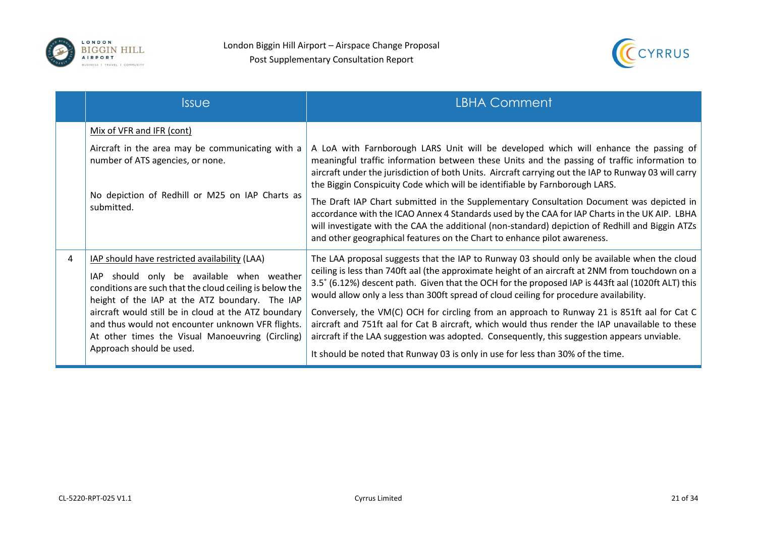| | Issue | LBHA Comment |
|---|---|---|
| | Mix of VFR and IFR (cont)<br><br>Aircraft in the area may be communicating with a number of ATS agencies, or none.<br><br>No depiction of Redhill or M25 on IAP Charts as submitted. | A LoA with Farnborough LARS Unit will be developed which will enhance the passing of meaningful traffic information between these Units and the passing of traffic information to aircraft under the jurisdiction of both Units. Aircraft carrying out the IAP to Runway 03 will carry the Biggin Conspicuity Code which will be identifiable by Farnborough LARS.<br><br>The Draft IAP Chart submitted in the Supplementary Consultation Document was depicted in accordance with the ICAO Annex 4 Standards used by the CAA for IAP Charts in the UK AIP. LBHA will investigate with the CAA the additional (non-standard) depiction of Redhill and Biggin ATZs and other geographical features on the Chart to enhance pilot awareness. |
| 4 | IAP should have restricted availability (LAA)<br><br>IAP should only be available when weather conditions are such that the cloud ceiling is below the height of the IAP at the ATZ boundary. The IAP aircraft would still be in cloud at the ATZ boundary and thus would not encounter unknown VFR flights. At other times the Visual Manoeuvring (Circling) Approach should be used. | The LAA proposal suggests that the IAP to Runway 03 should only be available when the cloud ceiling is less than 740ft aal (the approximate height of an aircraft at 2NM from touchdown on a 3.5˚ (6.12%) descent path. Given that the OCH for the proposed IAP is 443ft aal (1020ft ALT) this would allow only a less than 300ft spread of cloud ceiling for procedure availability.<br><br>Conversely, the VM(C) OCH for circling from an approach to Runway 21 is 851ft aal for Cat C aircraft and 751ft aal for Cat B aircraft, which would thus render the IAP unavailable to these aircraft if the LAA suggestion was adopted. Consequently, this suggestion appears unviable.<br><br>It should be noted that Runway 03 is only in use for less than 30% of the time. |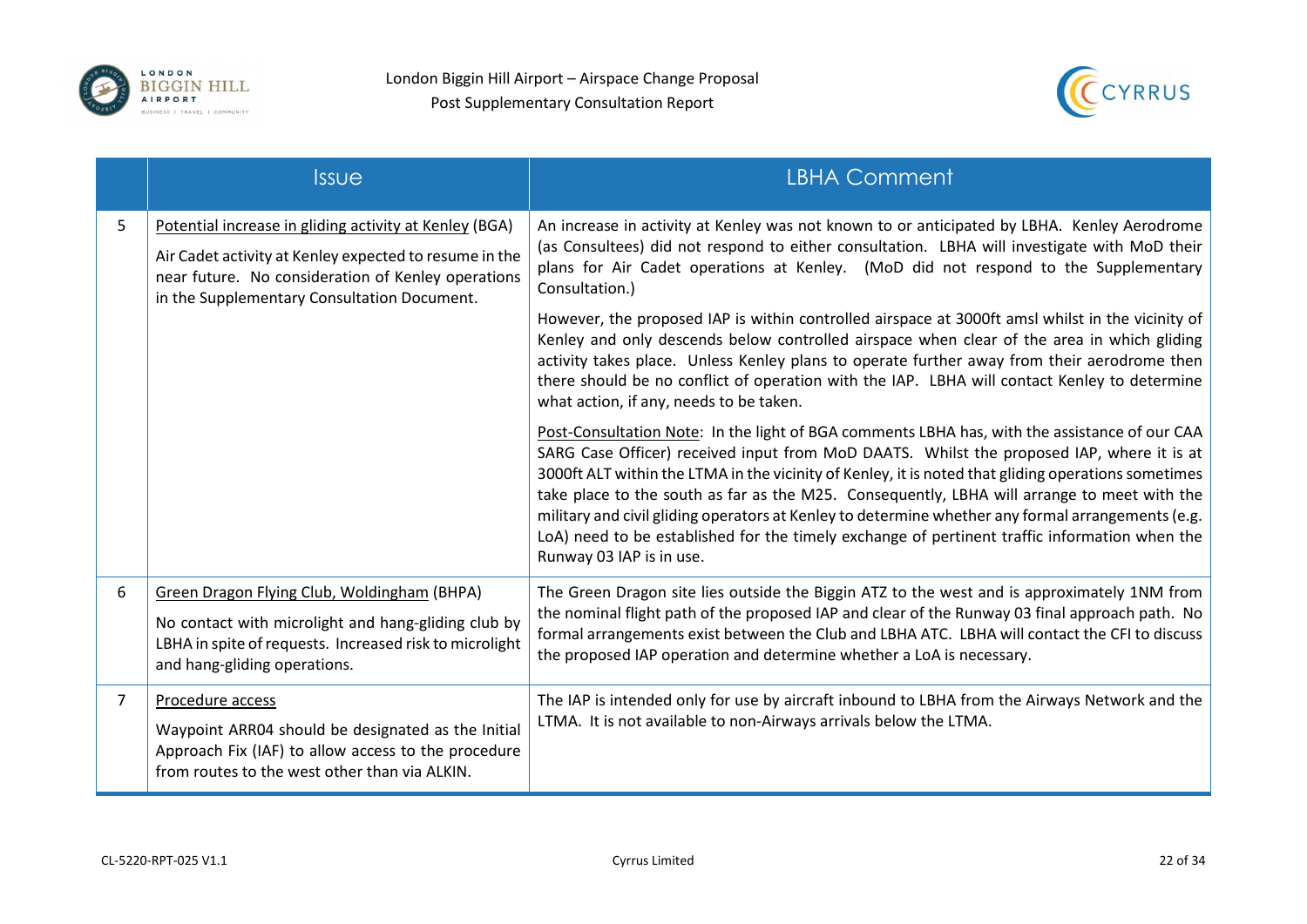| | Issue | LBHA Comment |
|---|---|---|
| 5 | Potential increase in gliding activity at Kenley (BGA)<br><br>Air Cadet activity at Kenley expected to resume in the near future. No consideration of Kenley operations in the Supplementary Consultation Document. | An increase in activity at Kenley was not known to or anticipated by LBHA. Kenley Aerodrome (as Consultees) did not respond to either consultation. LBHA will investigate with MoD their plans for Air Cadet operations at Kenley. (MoD did not respond to the Supplementary Consultation.)<br><br>However, the proposed IAP is within controlled airspace at 3000ft amsl whilst in the vicinity of Kenley and only descends below controlled airspace when clear of the area in which gliding activity takes place. Unless Kenley plans to operate further away from their aerodrome then there should be no conflict of operation with the IAP. LBHA will contact Kenley to determine what action, if any, needs to be taken.<br><br>Post-Consultation Note: In the light of BGA comments LBHA has, with the assistance of our CAA SARG Case Officer) received input from MoD DAATS. Whilst the proposed IAP, where it is at 3000ft ALT within the LTMA in the vicinity of Kenley, it is noted that gliding operations sometimes take place to the south as far as the M25. Consequently, LBHA will arrange to meet with the military and civil gliding operators at Kenley to determine whether any formal arrangements (e.g. LoA) need to be established for the timely exchange of pertinent traffic information when the Runway 03 IAP is in use. |
| 6 | Green Dragon Flying Club, Woldingham (BHPA)<br><br>No contact with microlight and hang-gliding club by LBHA in spite of requests. Increased risk to microlight and hang-gliding operations. | The Green Dragon site lies outside the Biggin ATZ to the west and is approximately 1NM from the nominal flight path of the proposed IAP and clear of the Runway 03 final approach path. No formal arrangements exist between the Club and LBHA ATC. LBHA will contact the CFI to discuss the proposed IAP operation and determine whether a LoA is necessary. |
| 7 | Procedure access<br><br>Waypoint ARR04 should be designated as the Initial Approach Fix (IAF) to allow access to the procedure from routes to the west other than via ALKIN. | The IAP is intended only for use by aircraft inbound to LBHA from the Airways Network and the LTMA. It is not available to non-Airways arrivals below the LTMA. |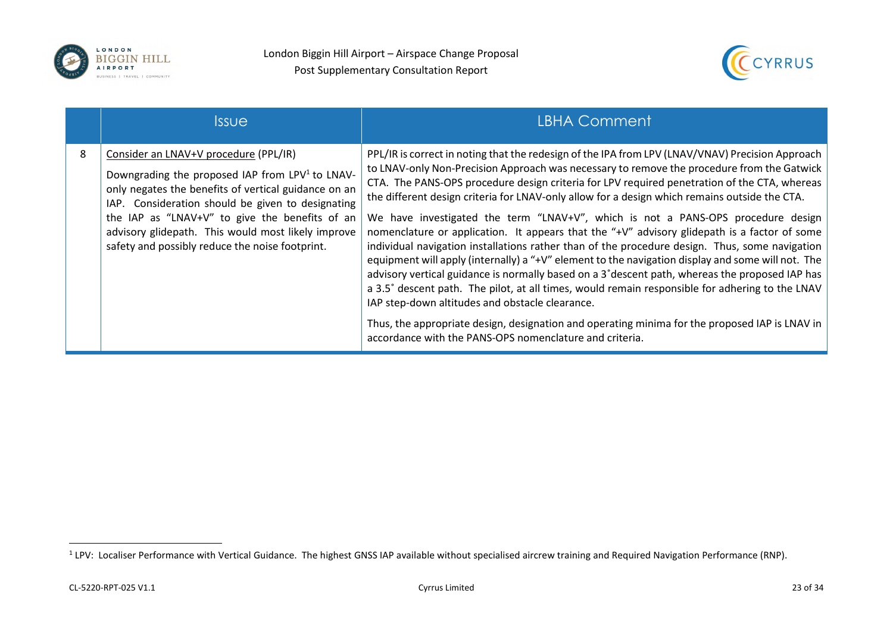| | Issue | LBHA Comment |
|---|---|---|
| 8 | Consider an LNAV+V procedure (PPL/IR)<br><br>Downgrading the proposed IAP from LPV[1] to LNAV-only negates the benefits of vertical guidance on an IAP. Consideration should be given to designating the IAP as "LNAV+V" to give the benefits of an advisory glidepath. This would most likely improve safety and possibly reduce the noise footprint. | PPL/IR is correct in noting that the redesign of the IPA from LPV (LNAV/VNAV) Precision Approach to LNAV-only Non-Precision Approach was necessary to remove the procedure from the Gatwick CTA. The PANS-OPS procedure design criteria for LPV required penetration of the CTA, whereas the different design criteria for LNAV-only allow for a design which remains outside the CTA.<br><br>We have investigated the term "LNAV+V", which is not a PANS-OPS procedure design nomenclature or application. It appears that the "+V" advisory glidepath is a factor of some individual navigation installations rather than of the procedure design. Thus, some navigation equipment will apply (internally) a "+V" element to the navigation display and some will not. The advisory vertical guidance is normally based on a 3˚descent path, whereas the proposed IAP has a 3.5˚ descent path. The pilot, at all times, would remain responsible for adhering to the LNAV IAP step-down altitudes and obstacle clearance.<br><br>Thus, the appropriate design, designation and operating minima for the proposed IAP is LNAV in accordance with the PANS-OPS nomenclature and criteria. |

[1] LPV: Localiser Performance with Vertical Guidance. The highest GNSS IAP available without specialised aircrew training and Required Navigation Performance (RNP).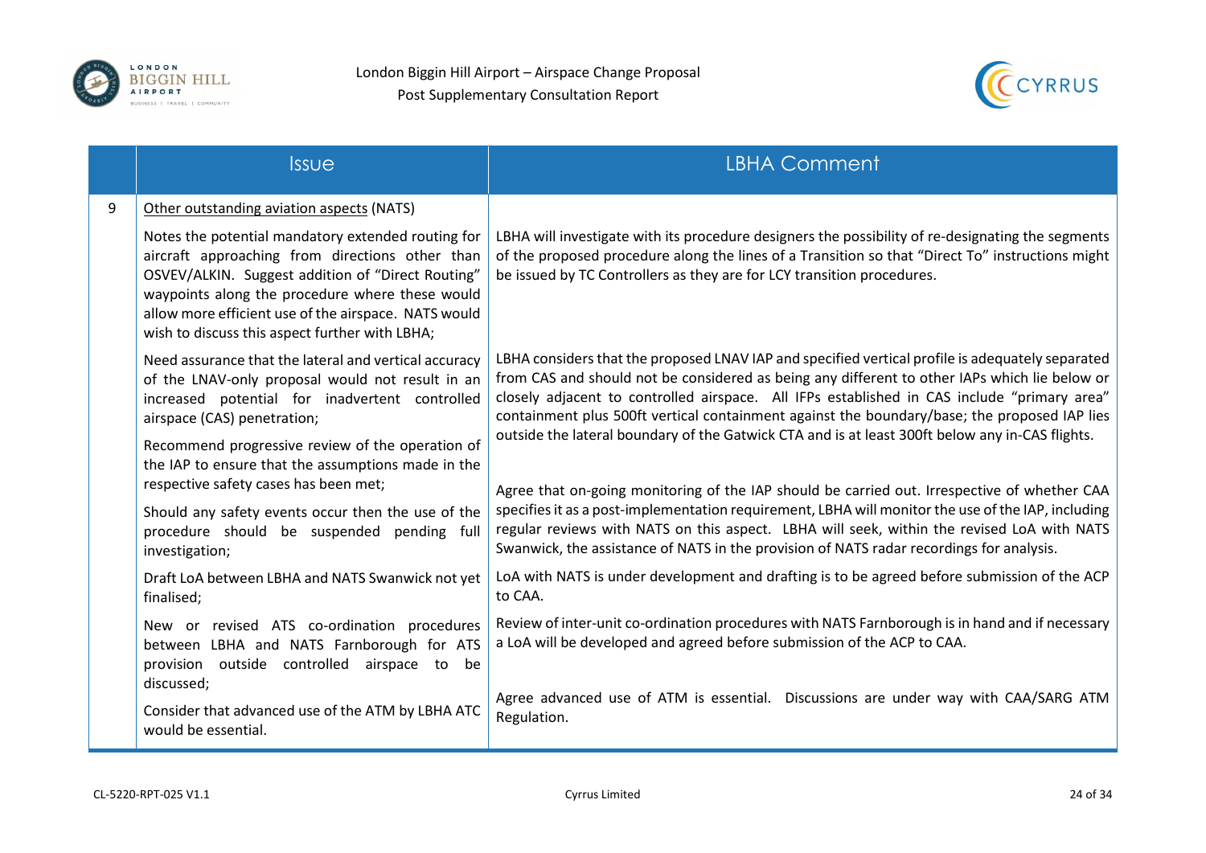| | Issue | LBHA Comment |
|---|---|---|
| 9 | Other outstanding aviation aspects (NATS) | |
| | Notes the potential mandatory extended routing for aircraft approaching from directions other than OSVEV/ALKIN. Suggest addition of "Direct Routing" waypoints along the procedure where these would allow more efficient use of the airspace. NATS would wish to discuss this aspect further with LBHA; | LBHA will investigate with its procedure designers the possibility of re-designating the segments of the proposed procedure along the lines of a Transition so that "Direct To" instructions might be issued by TC Controllers as they are for LCY transition procedures. |
| | Need assurance that the lateral and vertical accuracy of the LNAV-only proposal would not result in an increased potential for inadvertent controlled airspace (CAS) penetration; | LBHA considers that the proposed LNAV IAP and specified vertical profile is adequately separated from CAS and should not be considered as being any different to other IAPs which lie below or closely adjacent to controlled airspace. All IFPs established in CAS include "primary area" containment plus 500ft vertical containment against the boundary/base; the proposed IAP lies outside the lateral boundary of the Gatwick CTA and is at least 300ft below any in-CAS flights. |
| | Recommend progressive review of the operation of the IAP to ensure that the assumptions made in the respective safety cases has been met;<br><br>Should any safety events occur then the use of the procedure should be suspended pending full investigation; | Agree that on-going monitoring of the IAP should be carried out. Irrespective of whether CAA specifies it as a post-implementation requirement, LBHA will monitor the use of the IAP, including regular reviews with NATS on this aspect. LBHA will seek, within the revised LoA with NATS Swanwick, the assistance of NATS in the provision of NATS radar recordings for analysis. |
| | Draft LoA between LBHA and NATS Swanwick not yet finalised; | LoA with NATS is under development and drafting is to be agreed before submission of the ACP to CAA. |
| | New or revised ATS co-ordination procedures between LBHA and NATS Farnborough for ATS provision outside controlled airspace to be discussed; | Review of inter-unit co-ordination procedures with NATS Farnborough is in hand and if necessary a LoA will be developed and agreed before submission of the ACP to CAA. |
| | Consider that advanced use of the ATM by LBHA ATC would be essential. | Agree advanced use of ATM is essential. Discussions are under way with CAA/SARG ATM Regulation. |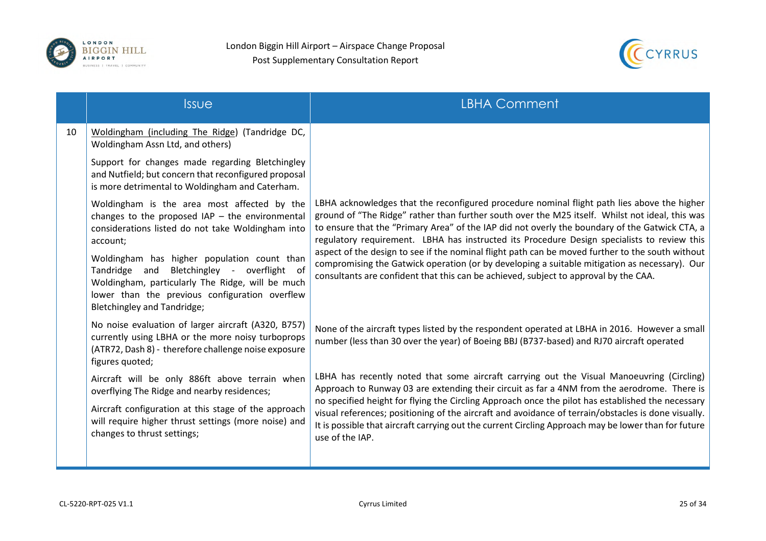|  | Issue | LBHA Comment |
|---|---|---|
| 10 | Woldingham (including The Ridge) (Tandridge DC, Woldingham Assn Ltd, and others)<br><br>Support for changes made regarding Bletchingley and Nutfield; but concern that reconfigured proposal is more detrimental to Woldingham and Caterham. |  |
|  | Woldingham is the area most affected by the changes to the proposed IAP – the environmental considerations listed do not take Woldingham into account;<br><br>Woldingham has higher population count than Tandridge and Bletchingley - overflight of Woldingham, particularly The Ridge, will be much lower than the previous configuration overflew Bletchingley and Tandridge; | LBHA acknowledges that the reconfigured procedure nominal flight path lies above the higher ground of "The Ridge" rather than further south over the M25 itself. Whilst not ideal, this was to ensure that the "Primary Area" of the IAP did not overly the boundary of the Gatwick CTA, a regulatory requirement. LBHA has instructed its Procedure Design specialists to review this aspect of the design to see if the nominal flight path can be moved further to the south without compromising the Gatwick operation (or by developing a suitable mitigation as necessary). Our consultants are confident that this can be achieved, subject to approval by the CAA. |
|  | No noise evaluation of larger aircraft (A320, B757) currently using LBHA or the more noisy turboprops (ATR72, Dash 8) - therefore challenge noise exposure figures quoted; | None of the aircraft types listed by the respondent operated at LBHA in 2016. However a small number (less than 30 over the year) of Boeing BBJ (B737-based) and RJ70 aircraft operated |
|  | Aircraft will be only 886ft above terrain when overflying The Ridge and nearby residences;<br><br>Aircraft configuration at this stage of the approach will require higher thrust settings (more noise) and changes to thrust settings; | LBHA has recently noted that some aircraft carrying out the Visual Manoeuvring (Circling) Approach to Runway 03 are extending their circuit as far a 4NM from the aerodrome. There is no specified height for flying the Circling Approach once the pilot has established the necessary visual references; positioning of the aircraft and avoidance of terrain/obstacles is done visually. It is possible that aircraft carrying out the current Circling Approach may be lower than for future use of the IAP. |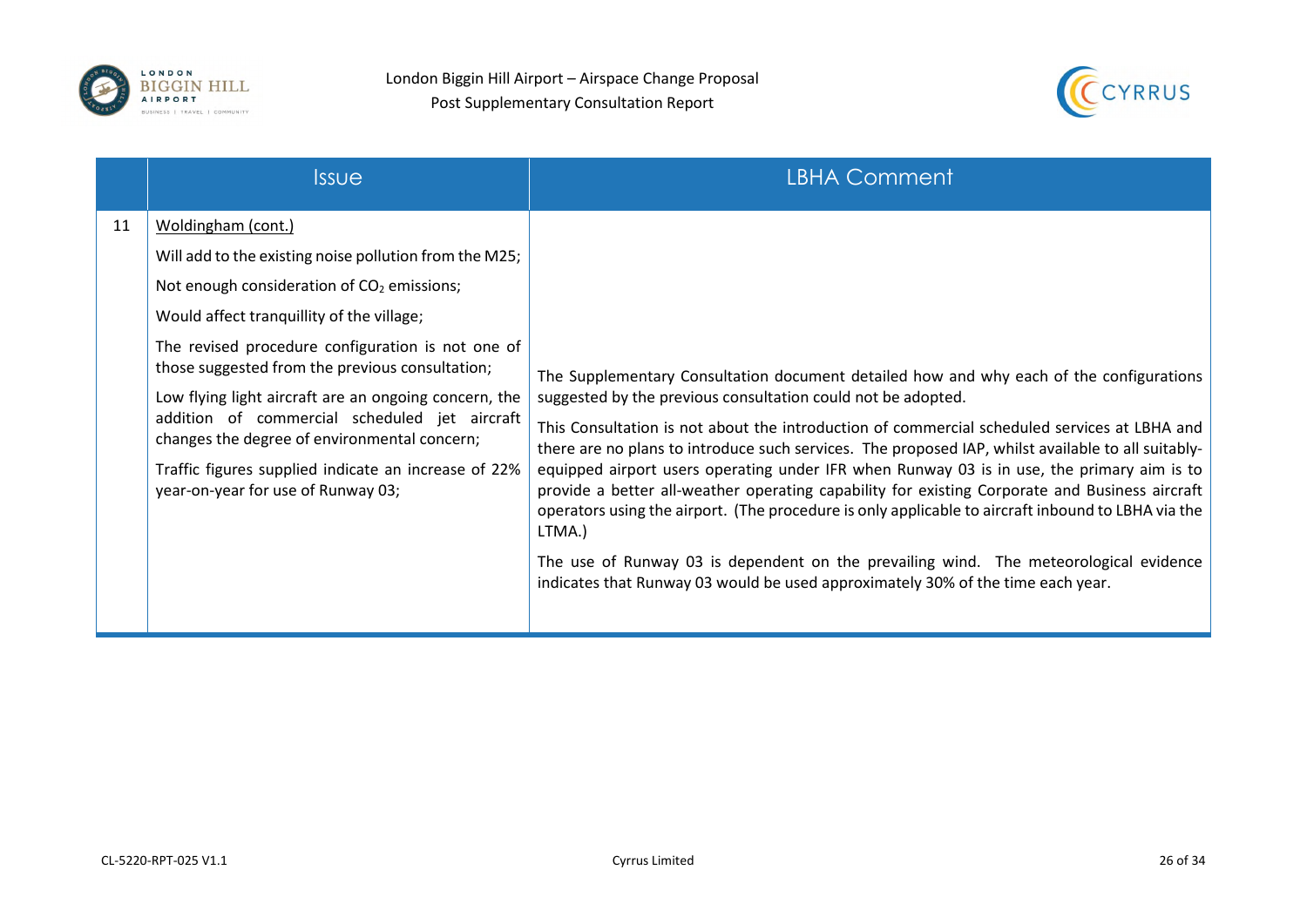| | Issue | LBHA Comment |
|---|---|---|
| 11 | Woldingham (cont.)<br><br>Will add to the existing noise pollution from the M25;<br><br>Not enough consideration of $CO_2$ emissions;<br><br>Would affect tranquillity of the village;<br><br>The revised procedure configuration is not one of those suggested from the previous consultation;<br><br>Low flying light aircraft are an ongoing concern, the addition of commercial scheduled jet aircraft changes the degree of environmental concern;<br><br>Traffic figures supplied indicate an increase of 22% year-on-year for use of Runway 03; | The Supplementary Consultation document detailed how and why each of the configurations suggested by the previous consultation could not be adopted.<br><br>This Consultation is not about the introduction of commercial scheduled services at LBHA and there are no plans to introduce such services. The proposed IAP, whilst available to all suitably-equipped airport users operating under IFR when Runway 03 is in use, the primary aim is to provide a better all-weather operating capability for existing Corporate and Business aircraft operators using the airport. (The procedure is only applicable to aircraft inbound to LBHA via the LTMA.)<br><br>The use of Runway 03 is dependent on the prevailing wind. The meteorological evidence indicates that Runway 03 would be used approximately 30% of the time each year. |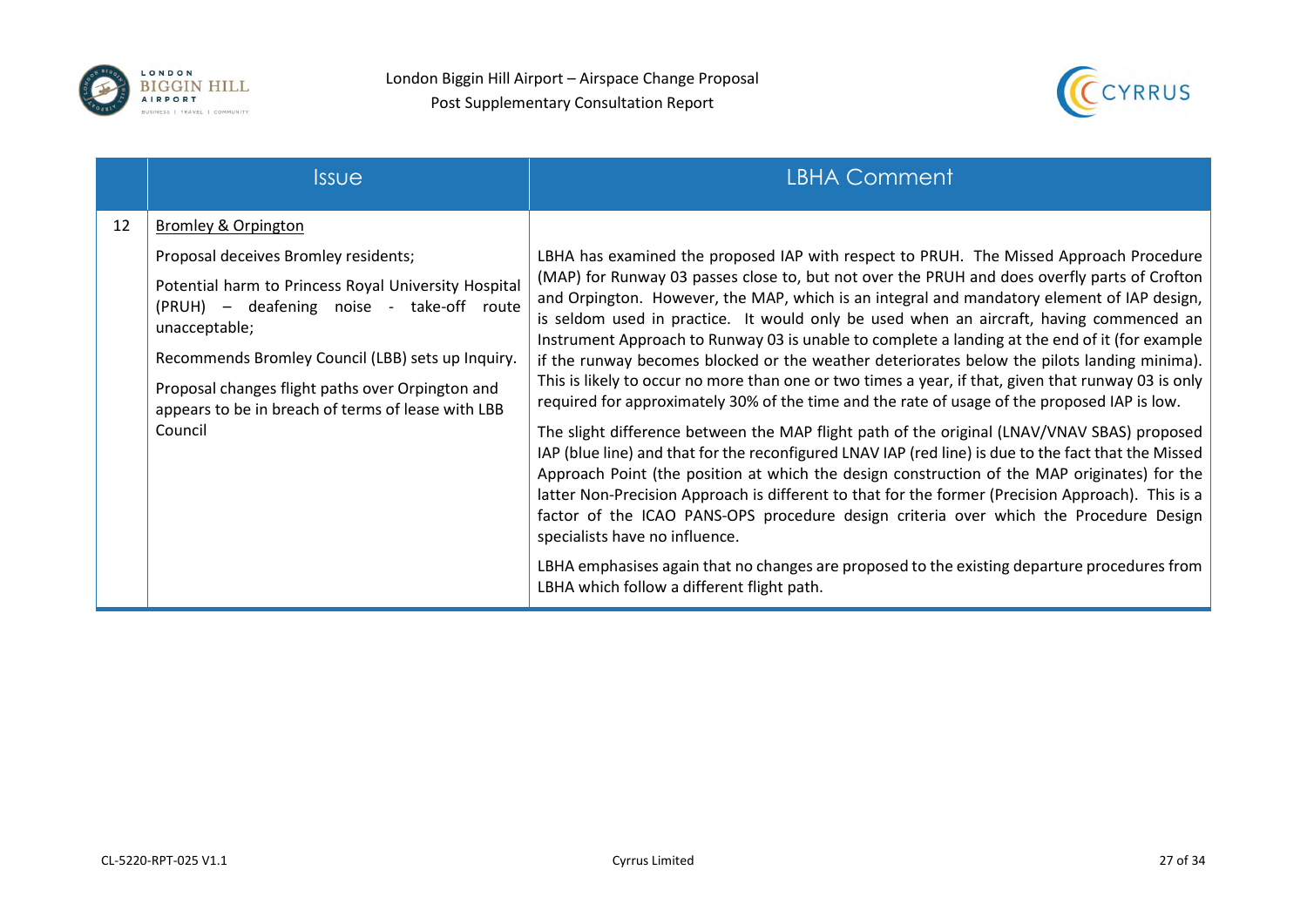| | Issue | LBHA Comment |
|---|---|---|
| 12 | Bromley & Orpington<br><br>Proposal deceives Bromley residents;<br><br>Potential harm to Princess Royal University Hospital (PRUH) – deafening noise - take-off route unacceptable;<br><br>Recommends Bromley Council (LBB) sets up Inquiry.<br><br>Proposal changes flight paths over Orpington and appears to be in breach of terms of lease with LBB Council | LBHA has examined the proposed IAP with respect to PRUH. The Missed Approach Procedure (MAP) for Runway 03 passes close to, but not over the PRUH and does overfly parts of Crofton and Orpington. However, the MAP, which is an integral and mandatory element of IAP design, is seldom used in practice. It would only be used when an aircraft, having commenced an Instrument Approach to Runway 03 is unable to complete a landing at the end of it (for example if the runway becomes blocked or the weather deteriorates below the pilots landing minima). This is likely to occur no more than one or two times a year, if that, given that runway 03 is only required for approximately 30% of the time and the rate of usage of the proposed IAP is low.<br><br>The slight difference between the MAP flight path of the original (LNAV/VNAV SBAS) proposed IAP (blue line) and that for the reconfigured LNAV IAP (red line) is due to the fact that the Missed Approach Point (the position at which the design construction of the MAP originates) for the latter Non-Precision Approach is different to that for the former (Precision Approach). This is a factor of the ICAO PANS-OPS procedure design criteria over which the Procedure Design specialists have no influence.<br><br>LBHA emphasises again that no changes are proposed to the existing departure procedures from LBHA which follow a different flight path. |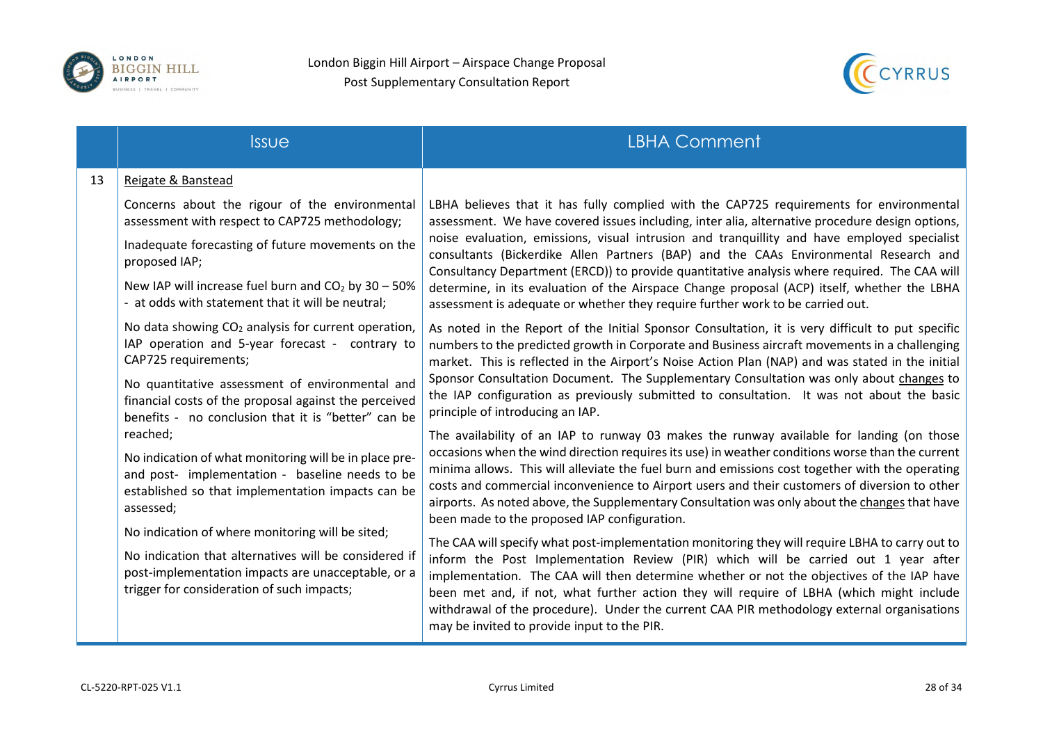| | Issue | LBHA Comment |
|---|---|---|
| 13 | Reigate & Banstead<br><br>Concerns about the rigour of the environmental assessment with respect to CAP725 methodology;<br><br>Inadequate forecasting of future movements on the proposed IAP;<br><br>New IAP will increase fuel burn and $CO_2$ by 30 – 50% - at odds with statement that it will be neutral;<br><br>No data showing $CO_2$ analysis for current operation, IAP operation and 5-year forecast - contrary to CAP725 requirements;<br><br>No quantitative assessment of environmental and financial costs of the proposal against the perceived benefits - no conclusion that it is "better" can be reached;<br><br>No indication of what monitoring will be in place pre- and post- implementation - baseline needs to be established so that implementation impacts can be assessed;<br><br>No indication of where monitoring will be sited;<br><br>No indication that alternatives will be considered if post-implementation impacts are unacceptable, or a trigger for consideration of such impacts; | LBHA believes that it has fully complied with the CAP725 requirements for environmental assessment. We have covered issues including, inter alia, alternative procedure design options, noise evaluation, emissions, visual intrusion and tranquillity and have employed specialist consultants (Bickerdike Allen Partners (BAP) and the CAAs Environmental Research and Consultancy Department (ERCD)) to provide quantitative analysis where required. The CAA will determine, in its evaluation of the Airspace Change proposal (ACP) itself, whether the LBHA assessment is adequate or whether they require further work to be carried out.<br><br>As noted in the Report of the Initial Sponsor Consultation, it is very difficult to put specific numbers to the predicted growth in Corporate and Business aircraft movements in a challenging market. This is reflected in the Airport's Noise Action Plan (NAP) and was stated in the initial Sponsor Consultation Document. The Supplementary Consultation was only about changes to the IAP configuration as previously submitted to consultation. It was not about the basic principle of introducing an IAP.<br><br>The availability of an IAP to runway 03 makes the runway available for landing (on those occasions when the wind direction requires its use) in weather conditions worse than the current minima allows. This will alleviate the fuel burn and emissions cost together with the operating costs and commercial inconvenience to Airport users and their customers of diversion to other airports. As noted above, the Supplementary Consultation was only about the changes that have been made to the proposed IAP configuration.<br><br>The CAA will specify what post-implementation monitoring they will require LBHA to carry out to inform the Post Implementation Review (PIR) which will be carried out 1 year after implementation. The CAA will then determine whether or not the objectives of the IAP have been met and, if not, what further action they will require of LBHA (which might include withdrawal of the procedure). Under the current CAA PIR methodology external organisations may be invited to provide input to the PIR. |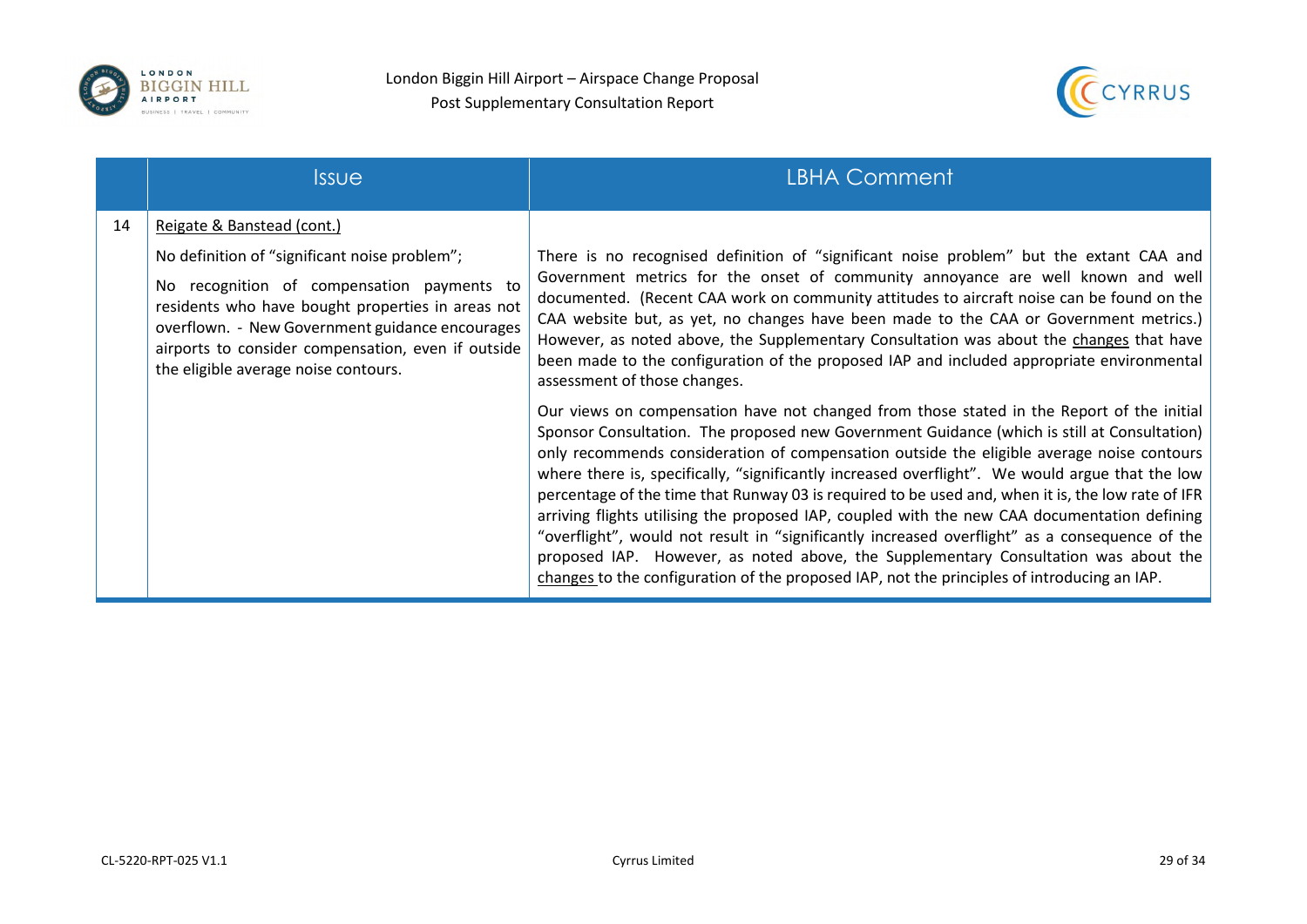| | Issue | LBHA Comment |
|---|---|---|
| 14 | Reigate & Banstead (cont.)<br><br>No definition of “significant noise problem”;<br><br>No recognition of compensation payments to residents who have bought properties in areas not overflown. - New Government guidance encourages airports to consider compensation, even if outside the eligible average noise contours. | There is no recognised definition of “significant noise problem” but the extant CAA and Government metrics for the onset of community annoyance are well known and well documented. (Recent CAA work on community attitudes to aircraft noise can be found on the CAA website but, as yet, no changes have been made to the CAA or Government metrics.) However, as noted above, the Supplementary Consultation was about the changes that have been made to the configuration of the proposed IAP and included appropriate environmental assessment of those changes.<br><br>Our views on compensation have not changed from those stated in the Report of the initial Sponsor Consultation. The proposed new Government Guidance (which is still at Consultation) only recommends consideration of compensation outside the eligible average noise contours where there is, specifically, “significantly increased overflight”. We would argue that the low percentage of the time that Runway 03 is required to be used and, when it is, the low rate of IFR arriving flights utilising the proposed IAP, coupled with the new CAA documentation defining “overflight”, would not result in “significantly increased overflight” as a consequence of the proposed IAP. However, as noted above, the Supplementary Consultation was about the changes to the configuration of the proposed IAP, not the principles of introducing an IAP. |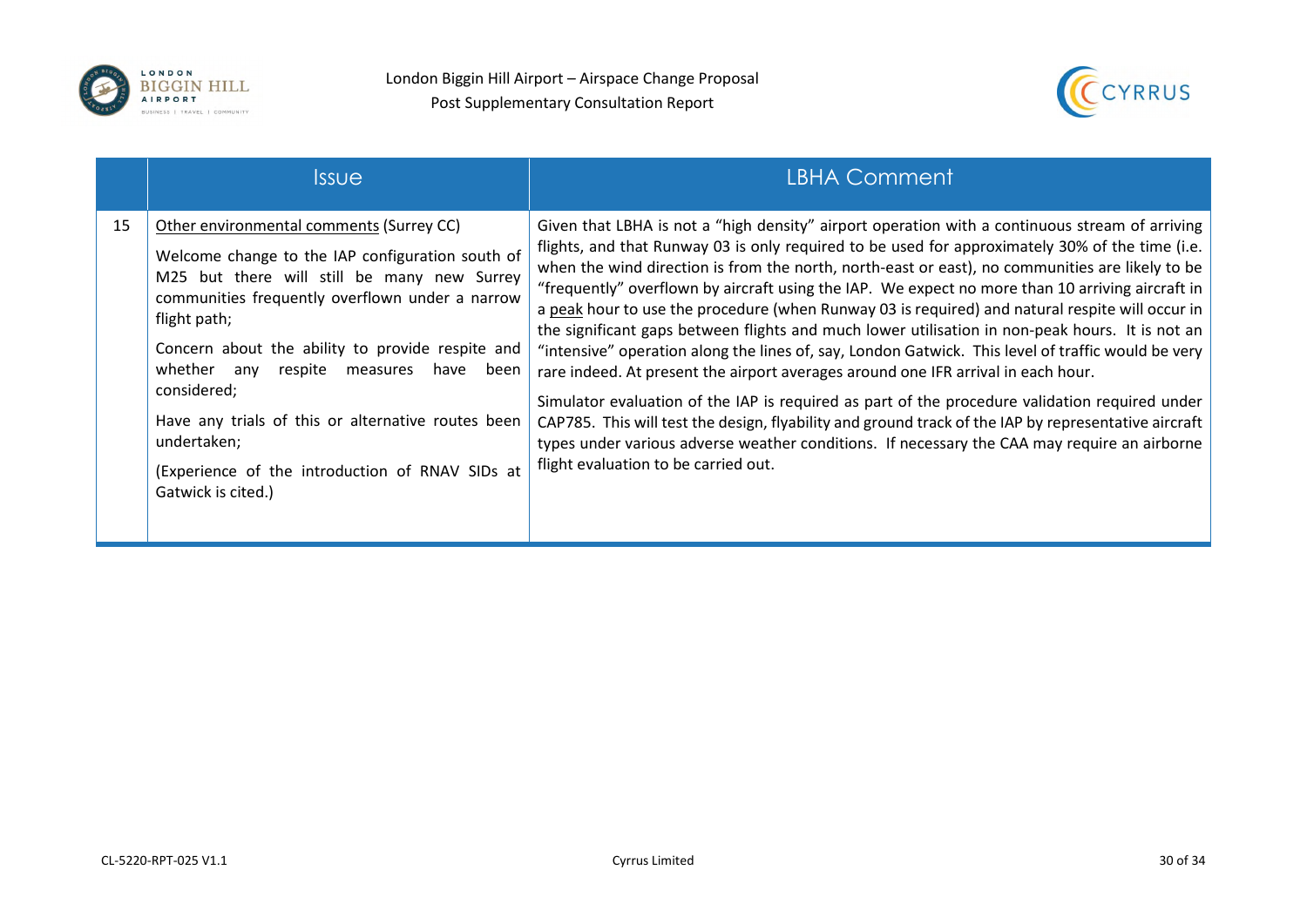| | Issue | LBHA Comment |
|---|---|---|
| 15 | Other environmental comments (Surrey CC)<br><br>Welcome change to the IAP configuration south of M25 but there will still be many new Surrey communities frequently overflown under a narrow flight path;<br><br>Concern about the ability to provide respite and whether any respite measures have been considered;<br><br>Have any trials of this or alternative routes been undertaken;<br><br>(Experience of the introduction of RNAV SIDs at Gatwick is cited.) | Given that LBHA is not a "high density" airport operation with a continuous stream of arriving flights, and that Runway 03 is only required to be used for approximately 30% of the time (i.e. when the wind direction is from the north, north-east or east), no communities are likely to be "frequently" overflown by aircraft using the IAP. We expect no more than 10 arriving aircraft in a peak hour to use the procedure (when Runway 03 is required) and natural respite will occur in the significant gaps between flights and much lower utilisation in non-peak hours. It is not an "intensive" operation along the lines of, say, London Gatwick. This level of traffic would be very rare indeed. At present the airport averages around one IFR arrival in each hour.<br><br>Simulator evaluation of the IAP is required as part of the procedure validation required under CAP785. This will test the design, flyability and ground track of the IAP by representative aircraft types under various adverse weather conditions. If necessary the CAA may require an airborne flight evaluation to be carried out. |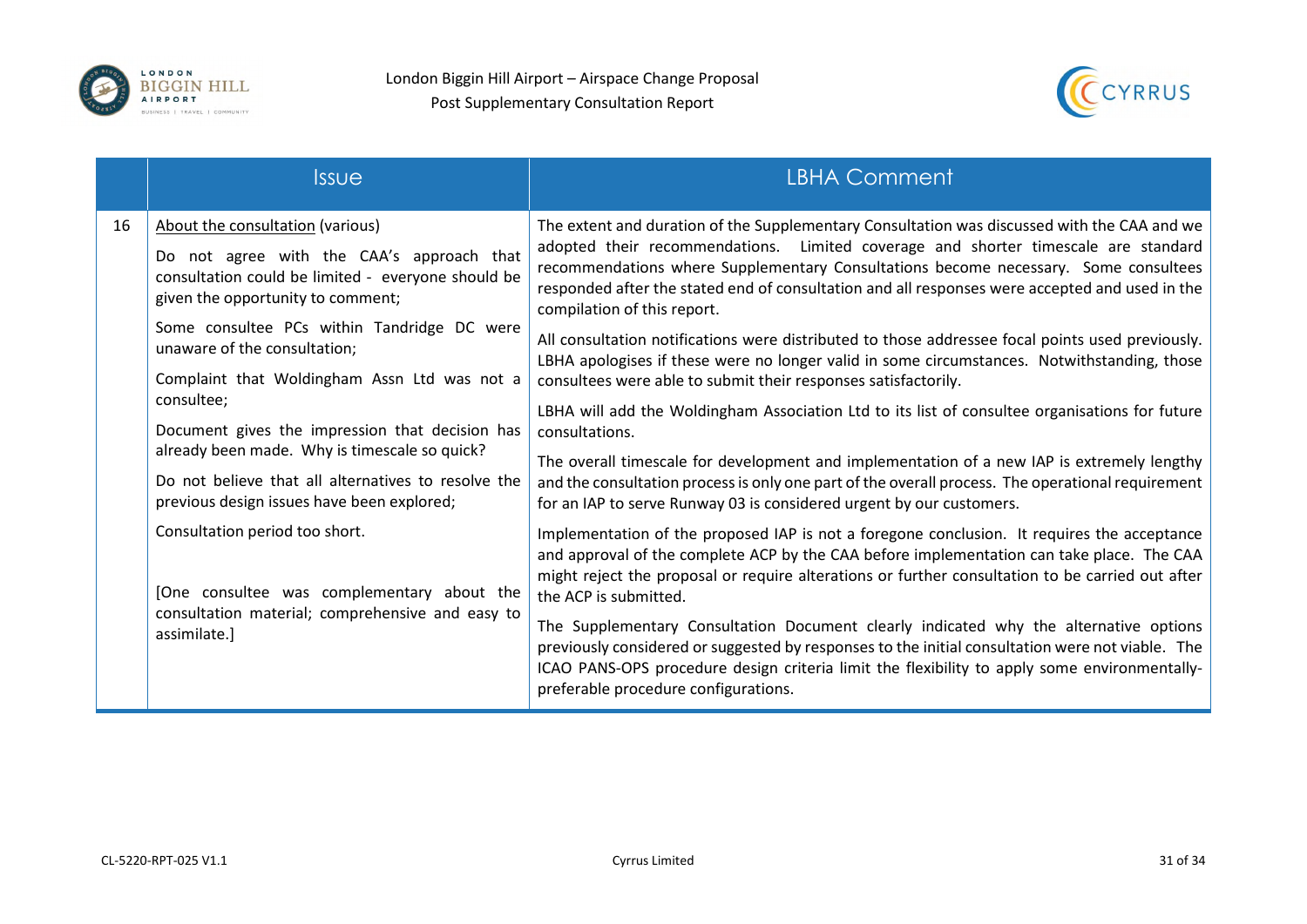| | Issue | LBHA Comment |
|---|---|---|
| 16 | About the consultation (various)<br><br>Do not agree with the CAA's approach that consultation could be limited - everyone should be given the opportunity to comment;<br><br>Some consultee PCs within Tandridge DC were unaware of the consultation;<br><br>Complaint that Woldingham Assn Ltd was not a consultee;<br><br>Document gives the impression that decision has already been made. Why is timescale so quick?<br><br>Do not believe that all alternatives to resolve the previous design issues have been explored;<br><br>Consultation period too short.<br><br>[One consultee was complementary about the consultation material; comprehensive and easy to assimilate.] | The extent and duration of the Supplementary Consultation was discussed with the CAA and we adopted their recommendations. Limited coverage and shorter timescale are standard recommendations where Supplementary Consultations become necessary. Some consultees responded after the stated end of consultation and all responses were accepted and used in the compilation of this report.<br><br>All consultation notifications were distributed to those addressee focal points used previously. LBHA apologises if these were no longer valid in some circumstances. Notwithstanding, those consultees were able to submit their responses satisfactorily.<br><br>LBHA will add the Woldingham Association Ltd to its list of consultee organisations for future consultations.<br><br>The overall timescale for development and implementation of a new IAP is extremely lengthy and the consultation process is only one part of the overall process. The operational requirement for an IAP to serve Runway 03 is considered urgent by our customers.<br><br>Implementation of the proposed IAP is not a foregone conclusion. It requires the acceptance and approval of the complete ACP by the CAA before implementation can take place. The CAA might reject the proposal or require alterations or further consultation to be carried out after the ACP is submitted.<br><br>The Supplementary Consultation Document clearly indicated why the alternative options previously considered or suggested by responses to the initial consultation were not viable. The ICAO PANS-OPS procedure design criteria limit the flexibility to apply some environmentally-preferable procedure configurations. |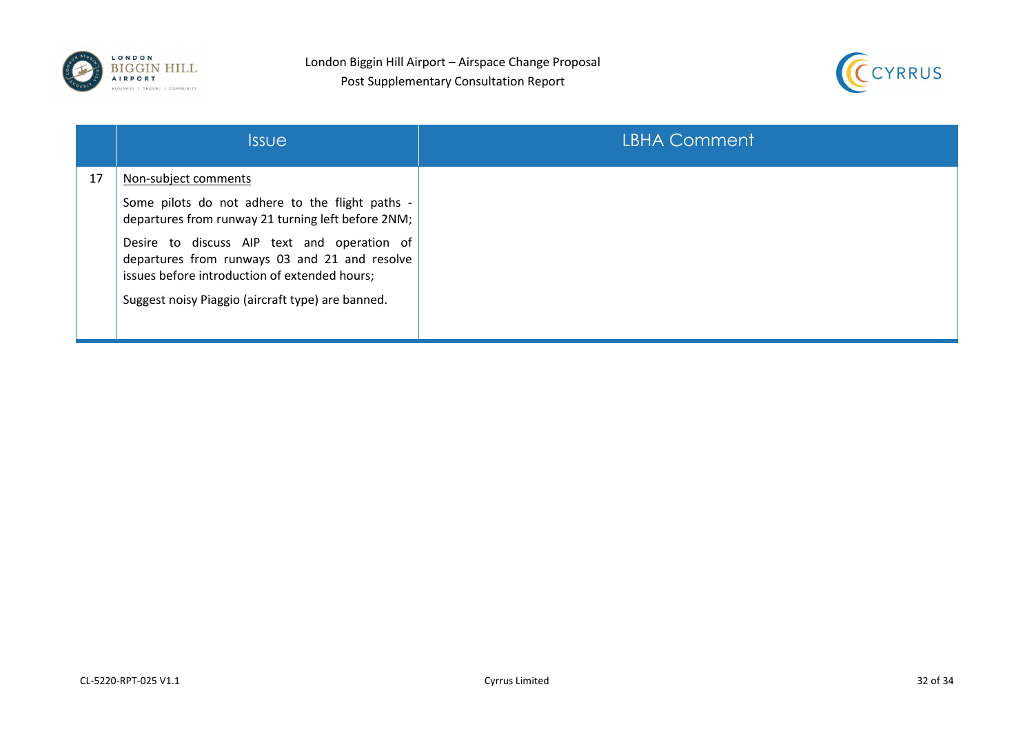| | Issue | LBHA Comment |
|---|---|---|
| 17 | Non-subject comments<br><br>Some pilots do not adhere to the flight paths - departures from runway 21 turning left before 2NM;<br><br>Desire to discuss AIP text and operation of departures from runways 03 and 21 and resolve issues before introduction of extended hours;<br><br>Suggest noisy Piaggio (aircraft type) are banned. | |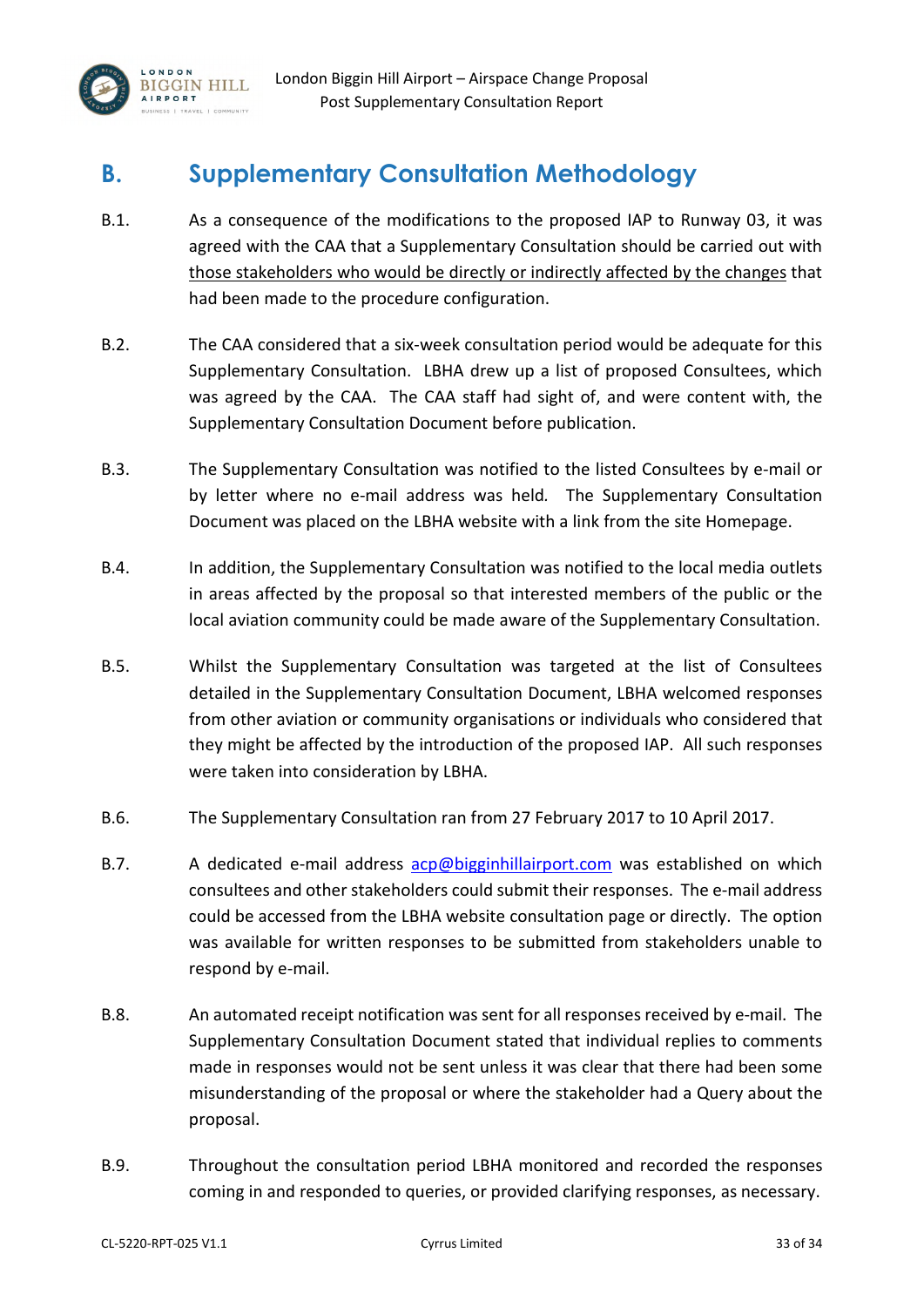## B. Supplementary Consultation Methodology

B.1. As a consequence of the modifications to the proposed IAP to Runway 03, it was agreed with the CAA that a Supplementary Consultation should be carried out with <u>those stakeholders who would be directly or indirectly affected by the changes</u> that had been made to the procedure configuration.

B.2. The CAA considered that a six-week consultation period would be adequate for this Supplementary Consultation. LBHA drew up a list of proposed Consultees, which was agreed by the CAA. The CAA staff had sight of, and were content with, the Supplementary Consultation Document before publication.

B.3. The Supplementary Consultation was notified to the listed Consultees by e-mail or by letter where no e-mail address was held. The Supplementary Consultation Document was placed on the LBHA website with a link from the site Homepage.

B.4. In addition, the Supplementary Consultation was notified to the local media outlets in areas affected by the proposal so that interested members of the public or the local aviation community could be made aware of the Supplementary Consultation.

B.5. Whilst the Supplementary Consultation was targeted at the list of Consultees detailed in the Supplementary Consultation Document, LBHA welcomed responses from other aviation or community organisations or individuals who considered that they might be affected by the introduction of the proposed IAP. All such responses were taken into consideration by LBHA.

B.6. The Supplementary Consultation ran from 27 February 2017 to 10 April 2017.

B.7. A dedicated e-mail address acp@bigginhillairport.com was established on which consultees and other stakeholders could submit their responses. The e-mail address could be accessed from the LBHA website consultation page or directly. The option was available for written responses to be submitted from stakeholders unable to respond by e-mail.

B.8. An automated receipt notification was sent for all responses received by e-mail. The Supplementary Consultation Document stated that individual replies to comments made in responses would not be sent unless it was clear that there had been some misunderstanding of the proposal or where the stakeholder had a Query about the proposal.

B.9. Throughout the consultation period LBHA monitored and recorded the responses coming in and responded to queries, or provided clarifying responses, as necessary.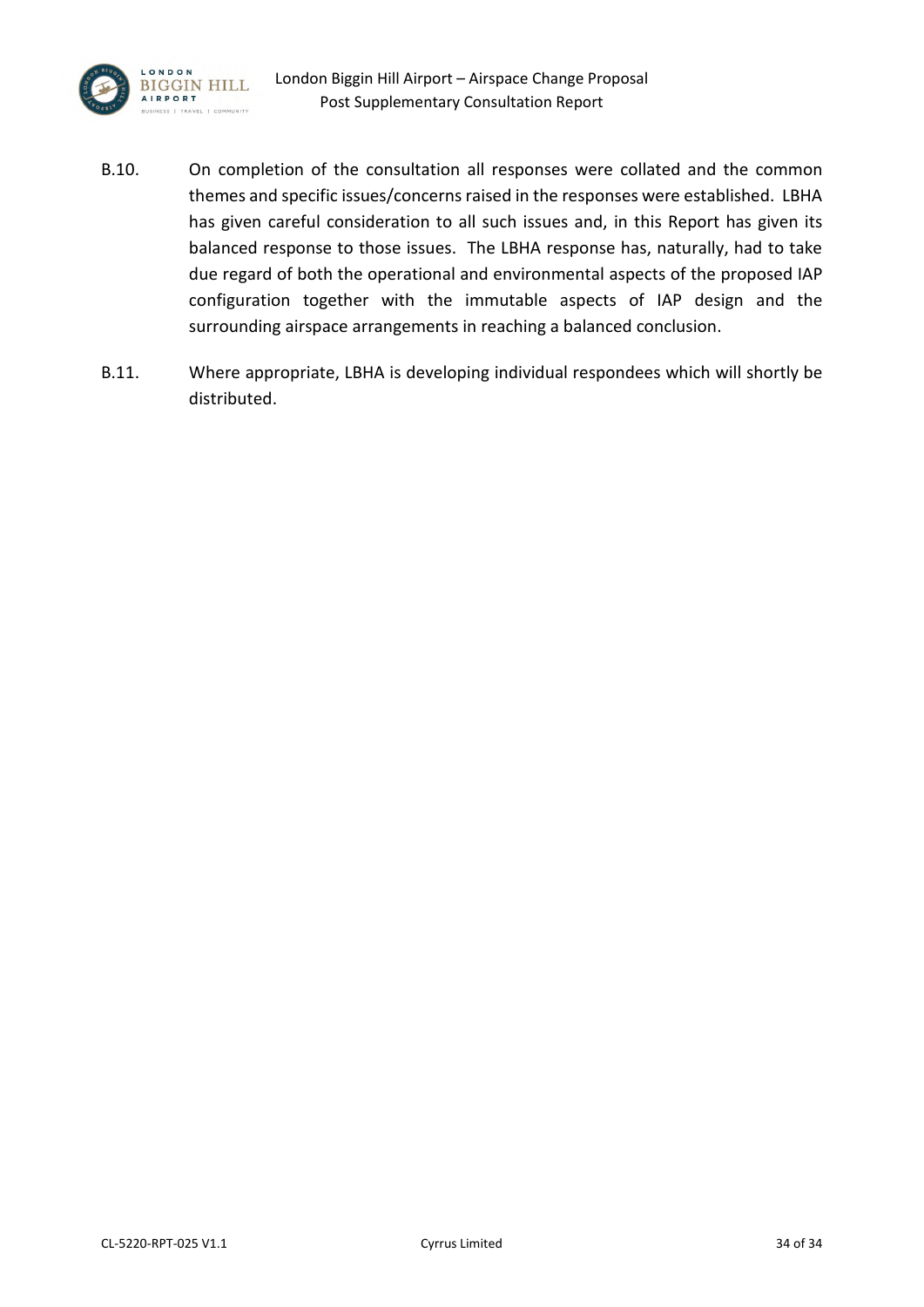B.10. On completion of the consultation all responses were collated and the common themes and specific issues/concerns raised in the responses were established. LBHA has given careful consideration to all such issues and, in this Report has given its balanced response to those issues. The LBHA response has, naturally, had to take due regard of both the operational and environmental aspects of the proposed IAP configuration together with the immutable aspects of IAP design and the surrounding airspace arrangements in reaching a balanced conclusion.

B.11. Where appropriate, LBHA is developing individual respondees which will shortly be distributed.